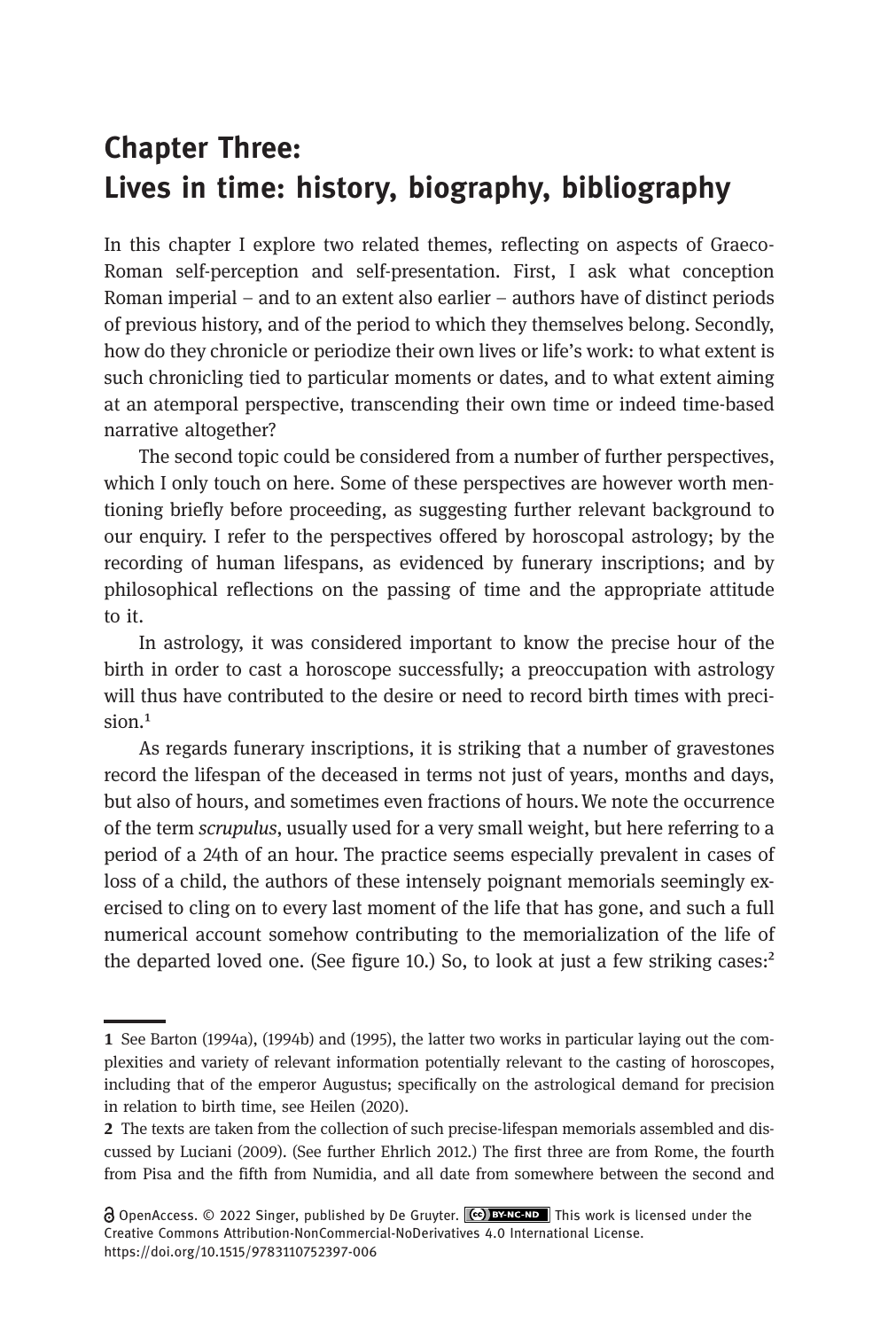# Chapter Three: Lives in time: history, biography, bibliography

In this chapter I explore two related themes, reflecting on aspects of Graeco-Roman self-perception and self-presentation. First, I ask what conception Roman imperial – and to an extent also earlier – authors have of distinct periods of previous history, and of the period to which they themselves belong. Secondly, how do they chronicle or periodize their own lives or life's work: to what extent is such chronicling tied to particular moments or dates, and to what extent aiming at an atemporal perspective, transcending their own time or indeed time-based narrative altogether?

The second topic could be considered from a number of further perspectives, which I only touch on here. Some of these perspectives are however worth mentioning briefly before proceeding, as suggesting further relevant background to our enquiry. I refer to the perspectives offered by horoscopal astrology; by the recording of human lifespans, as evidenced by funerary inscriptions; and by philosophical reflections on the passing of time and the appropriate attitude to it.

In astrology, it was considered important to know the precise hour of the birth in order to cast a horoscope successfully; a preoccupation with astrology will thus have contributed to the desire or need to record birth times with precision.[1]

As regards funerary inscriptions, it is striking that a number of gravestones record the lifespan of the deceased in terms not just of years, months and days, but also of hours, and sometimes even fractions of hours. We note the occurrence of the term *scrupulus*, usually used for a very small weight, but here referring to a period of a 24th of an hour. The practice seems especially prevalent in cases of loss of a child, the authors of these intensely poignant memorials seemingly exercised to cling on to every last moment of the life that has gone, and such a full numerical account somehow contributing to the memorialization of the life of the departed loved one. (See figure 10.) So, to look at just a few striking cases:[2]

---

**1** See Barton (1994a), (1994b) and (1995), the latter two works in particular laying out the complexities and variety of relevant information potentially relevant to the casting of horoscopes, including that of the emperor Augustus; specifically on the astrological demand for precision in relation to birth time, see Heilen (2020).

**2** The texts are taken from the collection of such precise-lifespan memorials assembled and discussed by Luciani (2009). (See further Ehrlich 2012.) The first three are from Rome, the fourth from Pisa and the fifth from Numidia, and all date from somewhere between the second and

OpenAccess. © 2022 Singer, published by De Gruyter. This work is licensed under the Creative Commons Attribution-NonCommercial-NoDerivatives 4.0 International License. https://doi.org/10.1515/9783110752397-006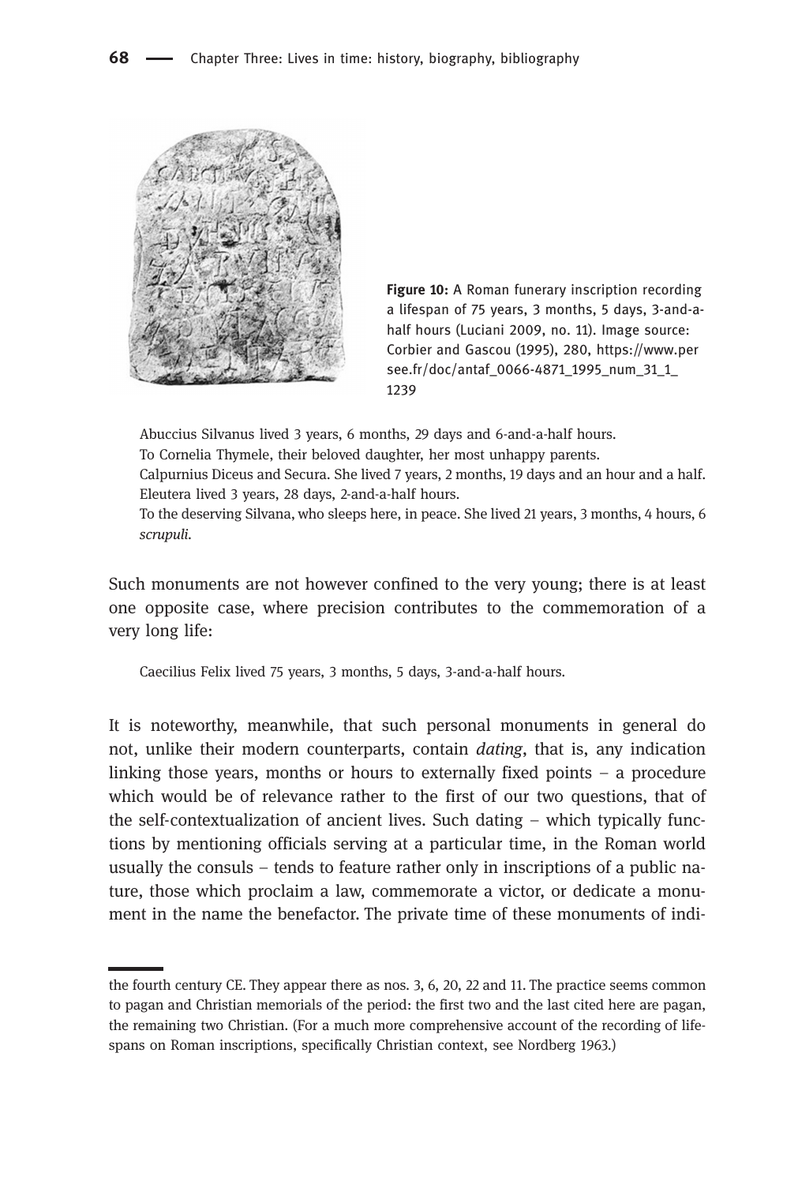**Figure 10:** A Roman funerary inscription recording a lifespan of 75 years, 3 months, 5 days, 3-and-a-half hours (Luciani 2009, no. 11). Image source: Corbier and Gascou (1995), 280, https://www.persee.fr/doc/antaf_0066-4871_1995_num_31_1_1239

> Abuccius Silvanus lived 3 years, 6 months, 29 days and 6-and-a-half hours.
> To Cornelia Thymele, their beloved daughter, her most unhappy parents.
> Calpurnius Diceus and Secura. She lived 7 years, 2 months, 19 days and an hour and a half.
> Eleutera lived 3 years, 28 days, 2-and-a-half hours.
> To the deserving Silvana, who sleeps here, in peace. She lived 21 years, 3 months, 4 hours, 6 *scrupuli*.

Such monuments are not however confined to the very young; there is at least one opposite case, where precision contributes to the commemoration of a very long life:

> Caecilius Felix lived 75 years, 3 months, 5 days, 3-and-a-half hours.

It is noteworthy, meanwhile, that such personal monuments in general do not, unlike their modern counterparts, contain *dating*, that is, any indication linking those years, months or hours to externally fixed points – a procedure which would be of relevance rather to the first of our two questions, that of the self-contextualization of ancient lives. Such dating – which typically functions by mentioning officials serving at a particular time, in the Roman world usually the consuls – tends to feature rather only in inscriptions of a public nature, those which proclaim a law, commemorate a victor, or dedicate a monument in the name the benefactor. The private time of these monuments of indi-

---

the fourth century CE. They appear there as nos. 3, 6, 20, 22 and 11. The practice seems common to pagan and Christian memorials of the period: the first two and the last cited here are pagan, the remaining two Christian. (For a much more comprehensive account of the recording of lifespans on Roman inscriptions, specifically Christian context, see Nordberg 1963.)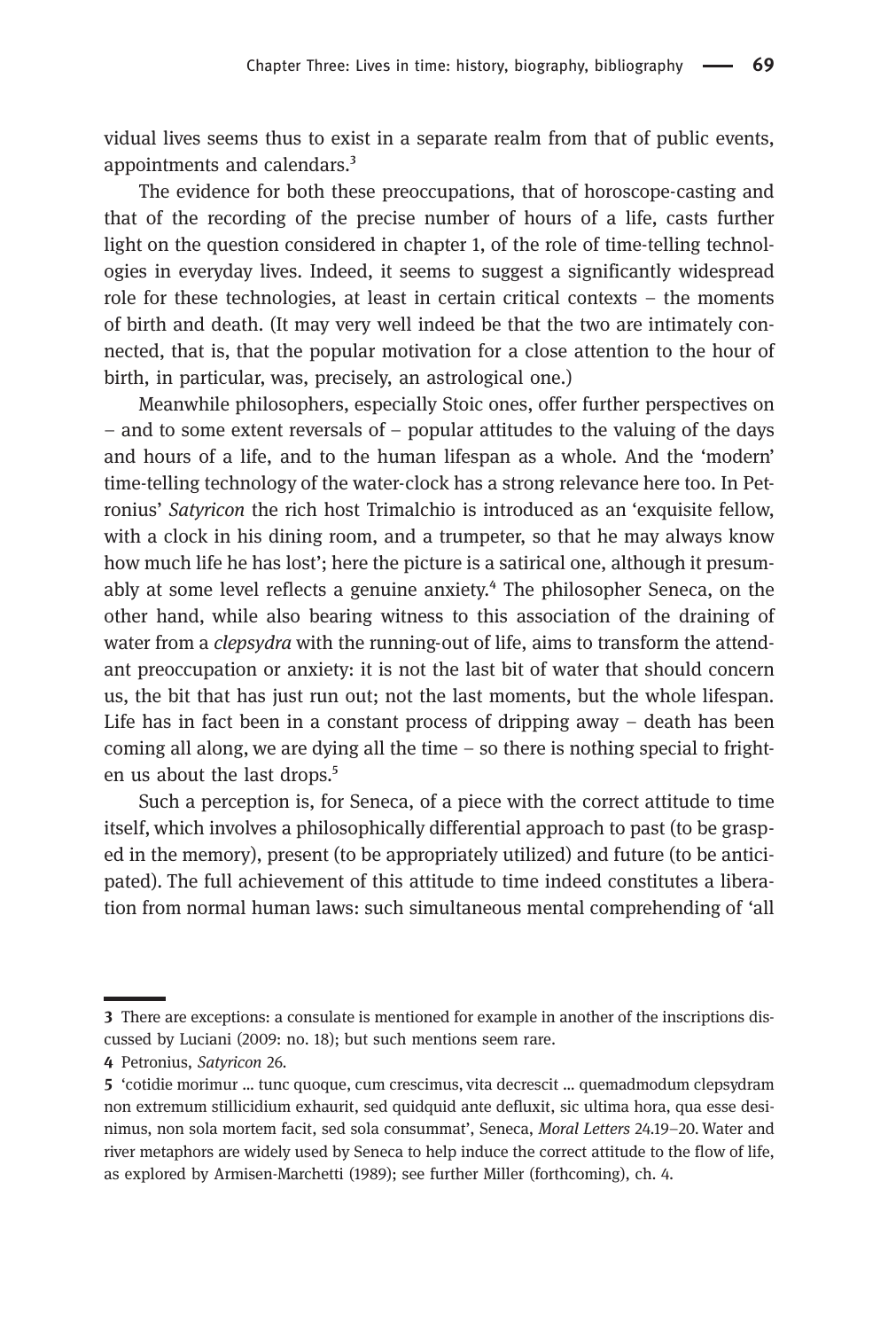vidual lives seems thus to exist in a separate realm from that of public events, appointments and calendars.[3]

The evidence for both these preoccupations, that of horoscope-casting and that of the recording of the precise number of hours of a life, casts further light on the question considered in chapter 1, of the role of time-telling technologies in everyday lives. Indeed, it seems to suggest a significantly widespread role for these technologies, at least in certain critical contexts – the moments of birth and death. (It may very well indeed be that the two are intimately connected, that is, that the popular motivation for a close attention to the hour of birth, in particular, was, precisely, an astrological one.)

Meanwhile philosophers, especially Stoic ones, offer further perspectives on – and to some extent reversals of – popular attitudes to the valuing of the days and hours of a life, and to the human lifespan as a whole. And the 'modern' time-telling technology of the water-clock has a strong relevance here too. In Petronius' *Satyricon* the rich host Trimalchio is introduced as an 'exquisite fellow, with a clock in his dining room, and a trumpeter, so that he may always know how much life he has lost'; here the picture is a satirical one, although it presumably at some level reflects a genuine anxiety.[4] The philosopher Seneca, on the other hand, while also bearing witness to this association of the draining of water from a *clepsydra* with the running-out of life, aims to transform the attendant preoccupation or anxiety: it is not the last bit of water that should concern us, the bit that has just run out; not the last moments, but the whole lifespan. Life has in fact been in a constant process of dripping away – death has been coming all along, we are dying all the time – so there is nothing special to frighten us about the last drops.[5]

Such a perception is, for Seneca, of a piece with the correct attitude to time itself, which involves a philosophically differential approach to past (to be grasped in the memory), present (to be appropriately utilized) and future (to be anticipated). The full achievement of this attitude to time indeed constitutes a liberation from normal human laws: such simultaneous mental comprehending of 'all

---

**3** There are exceptions: a consulate is mentioned for example in another of the inscriptions discussed by Luciani (2009: no. 18); but such mentions seem rare.

**4** Petronius, *Satyricon* 26.

**5** 'cotidie morimur … tunc quoque, cum crescimus, vita decrescit … quemadmodum clepsydram non extremum stillicidium exhaurit, sed quidquid ante defluxit, sic ultima hora, qua esse desinimus, non sola mortem facit, sed sola consummat', Seneca, *Moral Letters* 24.19–20. Water and river metaphors are widely used by Seneca to help induce the correct attitude to the flow of life, as explored by Armisen-Marchetti (1989); see further Miller (forthcoming), ch. 4.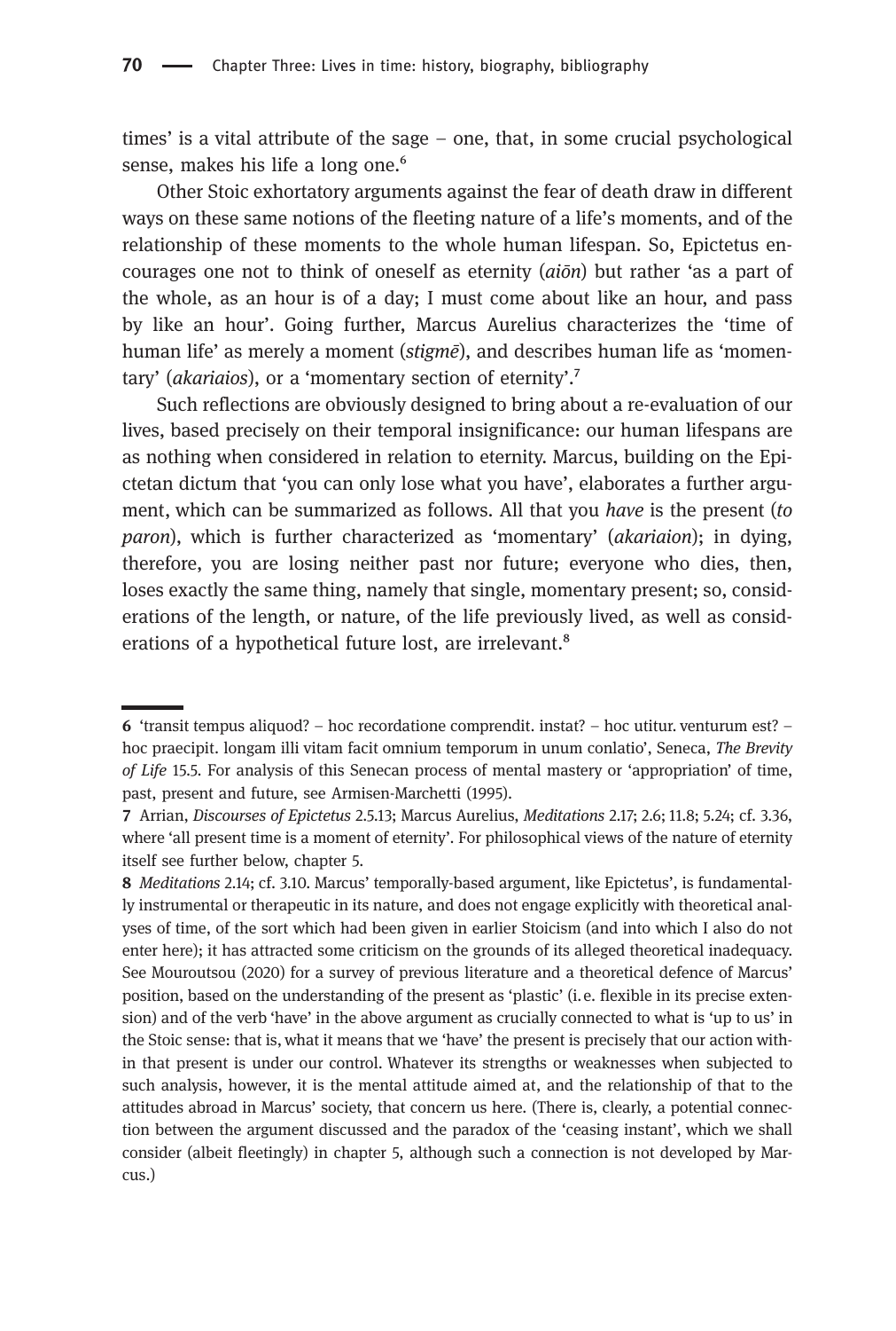times' is a vital attribute of the sage – one, that, in some crucial psychological sense, makes his life a long one.[6]

Other Stoic exhortatory arguments against the fear of death draw in different ways on these same notions of the fleeting nature of a life's moments, and of the relationship of these moments to the whole human lifespan. So, Epictetus encourages one not to think of oneself as eternity (*aiōn*) but rather 'as a part of the whole, as an hour is of a day; I must come about like an hour, and pass by like an hour'. Going further, Marcus Aurelius characterizes the 'time of human life' as merely a moment (*stigmē*), and describes human life as 'momentary' (*akariaios*), or a 'momentary section of eternity'.[7]

Such reflections are obviously designed to bring about a re-evaluation of our lives, based precisely on their temporal insignificance: our human lifespans are as nothing when considered in relation to eternity. Marcus, building on the Epictetan dictum that 'you can only lose what you have', elaborates a further argument, which can be summarized as follows. All that you *have* is the present (*to paron*), which is further characterized as 'momentary' (*akariaion*); in dying, therefore, you are losing neither past nor future; everyone who dies, then, loses exactly the same thing, namely that single, momentary present; so, considerations of the length, or nature, of the life previously lived, as well as considerations of a hypothetical future lost, are irrelevant.[8]

---

**6** 'transit tempus aliquod? – hoc recordatione comprendit. instat? – hoc utitur. venturum est? – hoc praecipit. longam illi vitam facit omnium temporum in unum conlatio', Seneca, *The Brevity of Life* 15.5. For analysis of this Senecan process of mental mastery or 'appropriation' of time, past, present and future, see Armisen-Marchetti (1995).

**7** Arrian, *Discourses of Epictetus* 2.5.13; Marcus Aurelius, *Meditations* 2.17; 2.6; 11.8; 5.24; cf. 3.36, where 'all present time is a moment of eternity'. For philosophical views of the nature of eternity itself see further below, chapter 5.

**8** *Meditations* 2.14; cf. 3.10. Marcus' temporally-based argument, like Epictetus', is fundamentally instrumental or therapeutic in its nature, and does not engage explicitly with theoretical analyses of time, of the sort which had been given in earlier Stoicism (and into which I also do not enter here); it has attracted some criticism on the grounds of its alleged theoretical inadequacy. See Mouroutsou (2020) for a survey of previous literature and a theoretical defence of Marcus' position, based on the understanding of the present as 'plastic' (i.e. flexible in its precise extension) and of the verb 'have' in the above argument as crucially connected to what is 'up to us' in the Stoic sense: that is, what it means that we 'have' the present is precisely that our action within that present is under our control. Whatever its strengths or weaknesses when subjected to such analysis, however, it is the mental attitude aimed at, and the relationship of that to the attitudes abroad in Marcus' society, that concern us here. (There is, clearly, a potential connection between the argument discussed and the paradox of the 'ceasing instant', which we shall consider (albeit fleetingly) in chapter 5, although such a connection is not developed by Marcus.)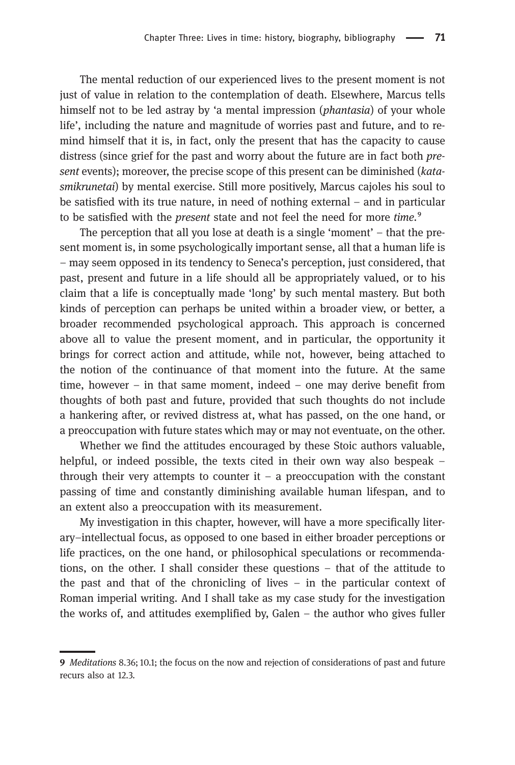The mental reduction of our experienced lives to the present moment is not just of value in relation to the contemplation of death. Elsewhere, Marcus tells himself not to be led astray by 'a mental impression (*phantasia*) of your whole life', including the nature and magnitude of worries past and future, and to remind himself that it is, in fact, only the present that has the capacity to cause distress (since grief for the past and worry about the future are in fact both *present* events); moreover, the precise scope of this present can be diminished (*katasmikrunetai*) by mental exercise. Still more positively, Marcus cajoles his soul to be satisfied with its true nature, in need of nothing external – and in particular to be satisfied with the *present* state and not feel the need for more *time*.[9]

The perception that all you lose at death is a single 'moment' – that the present moment is, in some psychologically important sense, all that a human life is – may seem opposed in its tendency to Seneca's perception, just considered, that past, present and future in a life should all be appropriately valued, or to his claim that a life is conceptually made 'long' by such mental mastery. But both kinds of perception can perhaps be united within a broader view, or better, a broader recommended psychological approach. This approach is concerned above all to value the present moment, and in particular, the opportunity it brings for correct action and attitude, while not, however, being attached to the notion of the continuance of that moment into the future. At the same time, however – in that same moment, indeed – one may derive benefit from thoughts of both past and future, provided that such thoughts do not include a hankering after, or revived distress at, what has passed, on the one hand, or a preoccupation with future states which may or may not eventuate, on the other.

Whether we find the attitudes encouraged by these Stoic authors valuable, helpful, or indeed possible, the texts cited in their own way also bespeak – through their very attempts to counter it – a preoccupation with the constant passing of time and constantly diminishing available human lifespan, and to an extent also a preoccupation with its measurement.

My investigation in this chapter, however, will have a more specifically literary–intellectual focus, as opposed to one based in either broader perceptions or life practices, on the one hand, or philosophical speculations or recommendations, on the other. I shall consider these questions – that of the attitude to the past and that of the chronicling of lives – in the particular context of Roman imperial writing. And I shall take as my case study for the investigation the works of, and attitudes exemplified by, Galen – the author who gives fuller

---

9 *Meditations* 8.36; 10.1; the focus on the now and rejection of considerations of past and future recurs also at 12.3.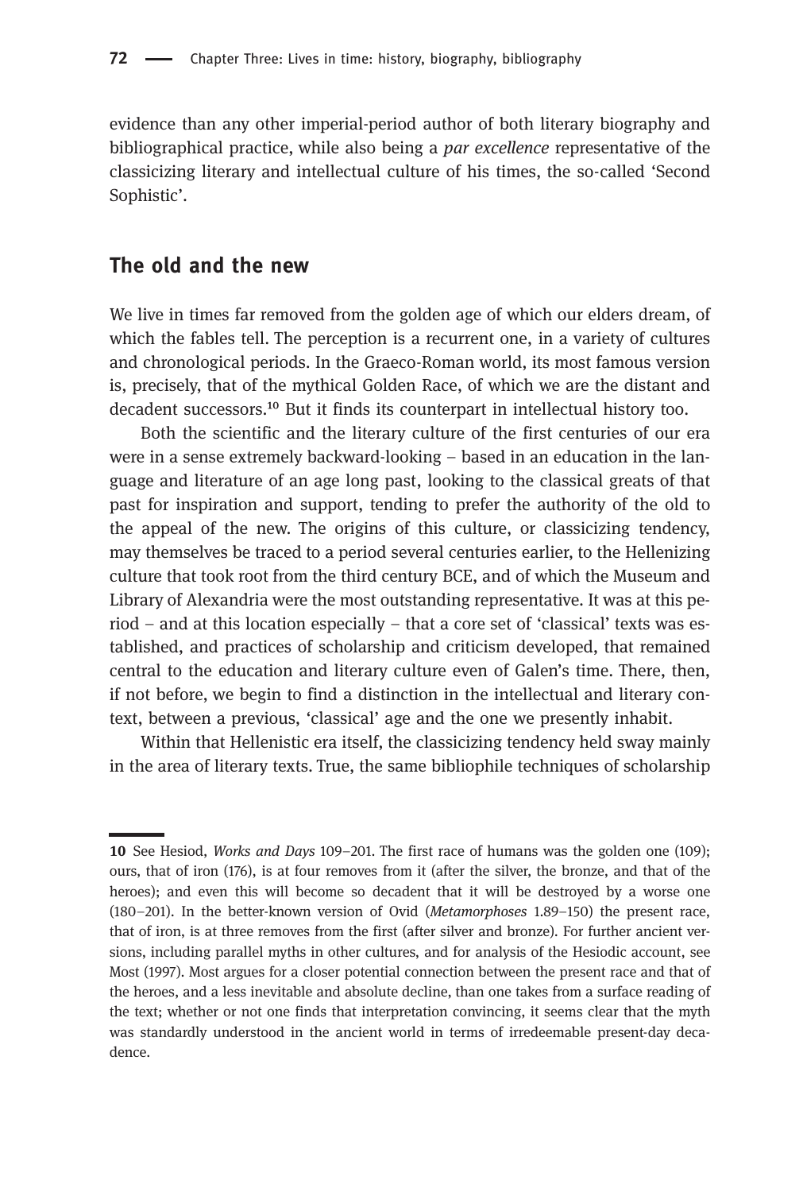evidence than any other imperial-period author of both literary biography and bibliographical practice, while also being a *par excellence* representative of the classicizing literary and intellectual culture of his times, the so-called 'Second Sophistic'.

## The old and the new

We live in times far removed from the golden age of which our elders dream, of which the fables tell. The perception is a recurrent one, in a variety of cultures and chronological periods. In the Graeco-Roman world, its most famous version is, precisely, that of the mythical Golden Race, of which we are the distant and decadent successors.[10] But it finds its counterpart in intellectual history too.

Both the scientific and the literary culture of the first centuries of our era were in a sense extremely backward-looking – based in an education in the language and literature of an age long past, looking to the classical greats of that past for inspiration and support, tending to prefer the authority of the old to the appeal of the new. The origins of this culture, or classicizing tendency, may themselves be traced to a period several centuries earlier, to the Hellenizing culture that took root from the third century BCE, and of which the Museum and Library of Alexandria were the most outstanding representative. It was at this period – and at this location especially – that a core set of 'classical' texts was established, and practices of scholarship and criticism developed, that remained central to the education and literary culture even of Galen's time. There, then, if not before, we begin to find a distinction in the intellectual and literary context, between a previous, 'classical' age and the one we presently inhabit.

Within that Hellenistic era itself, the classicizing tendency held sway mainly in the area of literary texts. True, the same bibliophile techniques of scholarship

---

**10** See Hesiod, *Works and Days* 109–201. The first race of humans was the golden one (109); ours, that of iron (176), is at four removes from it (after the silver, the bronze, and that of the heroes); and even this will become so decadent that it will be destroyed by a worse one (180–201). In the better-known version of Ovid (*Metamorphoses* 1.89–150) the present race, that of iron, is at three removes from the first (after silver and bronze). For further ancient versions, including parallel myths in other cultures, and for analysis of the Hesiodic account, see Most (1997). Most argues for a closer potential connection between the present race and that of the heroes, and a less inevitable and absolute decline, than one takes from a surface reading of the text; whether or not one finds that interpretation convincing, it seems clear that the myth was standardly understood in the ancient world in terms of irredeemable present-day decadence.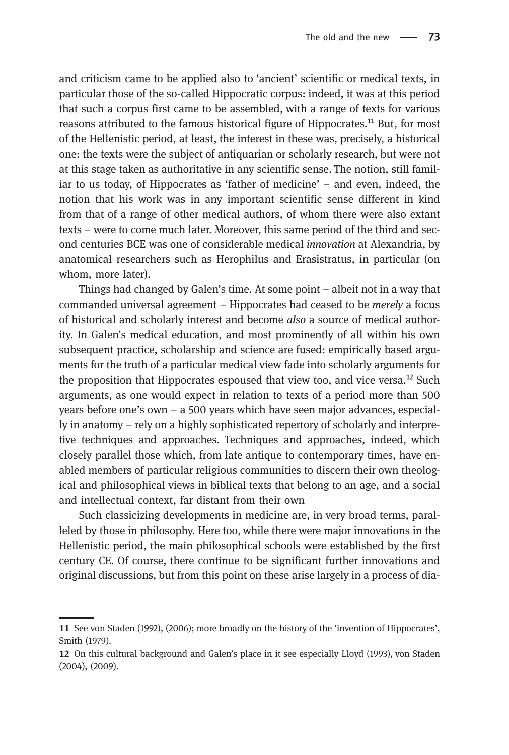and criticism came to be applied also to 'ancient' scientific or medical texts, in particular those of the so-called Hippocratic corpus: indeed, it was at this period that such a corpus first came to be assembled, with a range of texts for various reasons attributed to the famous historical figure of Hippocrates.[11] But, for most of the Hellenistic period, at least, the interest in these was, precisely, a historical one: the texts were the subject of antiquarian or scholarly research, but were not at this stage taken as authoritative in any scientific sense. The notion, still familiar to us today, of Hippocrates as 'father of medicine' – and even, indeed, the notion that his work was in any important scientific sense different in kind from that of a range of other medical authors, of whom there were also extant texts – were to come much later. Moreover, this same period of the third and second centuries BCE was one of considerable medical *innovation* at Alexandria, by anatomical researchers such as Herophilus and Erasistratus, in particular (on whom, more later).

Things had changed by Galen's time. At some point – albeit not in a way that commanded universal agreement – Hippocrates had ceased to be *merely* a focus of historical and scholarly interest and become *also* a source of medical authority. In Galen's medical education, and most prominently of all within his own subsequent practice, scholarship and science are fused: empirically based arguments for the truth of a particular medical view fade into scholarly arguments for the proposition that Hippocrates espoused that view too, and vice versa.[12] Such arguments, as one would expect in relation to texts of a period more than 500 years before one's own – a 500 years which have seen major advances, especially in anatomy – rely on a highly sophisticated repertory of scholarly and interpretive techniques and approaches. Techniques and approaches, indeed, which closely parallel those which, from late antique to contemporary times, have enabled members of particular religious communities to discern their own theological and philosophical views in biblical texts that belong to an age, and a social and intellectual context, far distant from their own

Such classicizing developments in medicine are, in very broad terms, paralleled by those in philosophy. Here too, while there were major innovations in the Hellenistic period, the main philosophical schools were established by the first century CE. Of course, there continue to be significant further innovations and original discussions, but from this point on these arise largely in a process of dia-

---

**11** See von Staden (1992), (2006); more broadly on the history of the 'invention of Hippocrates', Smith (1979).

**12** On this cultural background and Galen's place in it see especially Lloyd (1993), von Staden (2004), (2009).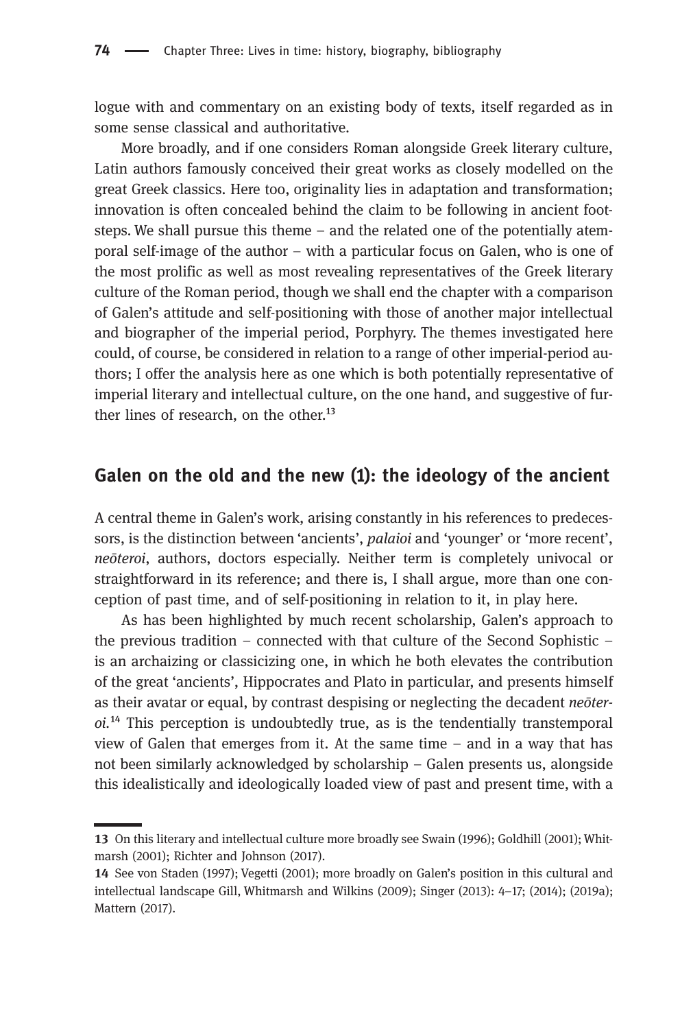logue with and commentary on an existing body of texts, itself regarded as in some sense classical and authoritative.

More broadly, and if one considers Roman alongside Greek literary culture, Latin authors famously conceived their great works as closely modelled on the great Greek classics. Here too, originality lies in adaptation and transformation; innovation is often concealed behind the claim to be following in ancient footsteps. We shall pursue this theme – and the related one of the potentially atemporal self-image of the author – with a particular focus on Galen, who is one of the most prolific as well as most revealing representatives of the Greek literary culture of the Roman period, though we shall end the chapter with a comparison of Galen's attitude and self-positioning with those of another major intellectual and biographer of the imperial period, Porphyry. The themes investigated here could, of course, be considered in relation to a range of other imperial-period authors; I offer the analysis here as one which is both potentially representative of imperial literary and intellectual culture, on the one hand, and suggestive of further lines of research, on the other.[13]

## Galen on the old and the new (1): the ideology of the ancient

A central theme in Galen's work, arising constantly in his references to predecessors, is the distinction between 'ancients', *palaioi* and 'younger' or 'more recent', *neōteroi*, authors, doctors especially. Neither term is completely univocal or straightforward in its reference; and there is, I shall argue, more than one conception of past time, and of self-positioning in relation to it, in play here.

As has been highlighted by much recent scholarship, Galen's approach to the previous tradition – connected with that culture of the Second Sophistic – is an archaizing or classicizing one, in which he both elevates the contribution of the great 'ancients', Hippocrates and Plato in particular, and presents himself as their avatar or equal, by contrast despising or neglecting the decadent *neōteroi*.[14] This perception is undoubtedly true, as is the tendentially transtemporal view of Galen that emerges from it. At the same time – and in a way that has not been similarly acknowledged by scholarship – Galen presents us, alongside this idealistically and ideologically loaded view of past and present time, with a

13 On this literary and intellectual culture more broadly see Swain (1996); Goldhill (2001); Whitmarsh (2001); Richter and Johnson (2017).

14 See von Staden (1997); Vegetti (2001); more broadly on Galen's position in this cultural and intellectual landscape Gill, Whitmarsh and Wilkins (2009); Singer (2013): 4–17; (2014); (2019a); Mattern (2017).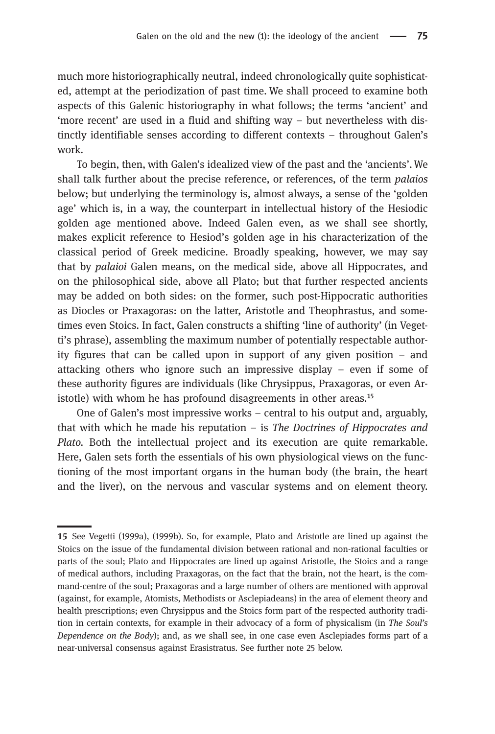much more historiographically neutral, indeed chronologically quite sophisticated, attempt at the periodization of past time. We shall proceed to examine both aspects of this Galenic historiography in what follows; the terms 'ancient' and 'more recent' are used in a fluid and shifting way – but nevertheless with distinctly identifiable senses according to different contexts – throughout Galen's work.

To begin, then, with Galen's idealized view of the past and the 'ancients'. We shall talk further about the precise reference, or references, of the term *palaios* below; but underlying the terminology is, almost always, a sense of the 'golden age' which is, in a way, the counterpart in intellectual history of the Hesiodic golden age mentioned above. Indeed Galen even, as we shall see shortly, makes explicit reference to Hesiod's golden age in his characterization of the classical period of Greek medicine. Broadly speaking, however, we may say that by *palaioi* Galen means, on the medical side, above all Hippocrates, and on the philosophical side, above all Plato; but that further respected ancients may be added on both sides: on the former, such post-Hippocratic authorities as Diocles or Praxagoras: on the latter, Aristotle and Theophrastus, and sometimes even Stoics. In fact, Galen constructs a shifting 'line of authority' (in Vegetti's phrase), assembling the maximum number of potentially respectable authority figures that can be called upon in support of any given position – and attacking others who ignore such an impressive display – even if some of these authority figures are individuals (like Chrysippus, Praxagoras, or even Aristotle) with whom he has profound disagreements in other areas.[15]

One of Galen's most impressive works – central to his output and, arguably, that with which he made his reputation – is *The Doctrines of Hippocrates and Plato*. Both the intellectual project and its execution are quite remarkable. Here, Galen sets forth the essentials of his own physiological views on the functioning of the most important organs in the human body (the brain, the heart and the liver), on the nervous and vascular systems and on element theory.

---

**15** See Vegetti (1999a), (1999b). So, for example, Plato and Aristotle are lined up against the Stoics on the issue of the fundamental division between rational and non-rational faculties or parts of the soul; Plato and Hippocrates are lined up against Aristotle, the Stoics and a range of medical authors, including Praxagoras, on the fact that the brain, not the heart, is the command-centre of the soul; Praxagoras and a large number of others are mentioned with approval (against, for example, Atomists, Methodists or Asclepiadeans) in the area of element theory and health prescriptions; even Chrysippus and the Stoics form part of the respected authority tradition in certain contexts, for example in their advocacy of a form of physicalism (in *The Soul's Dependence on the Body*); and, as we shall see, in one case even Asclepiades forms part of a near-universal consensus against Erasistratus. See further note 25 below.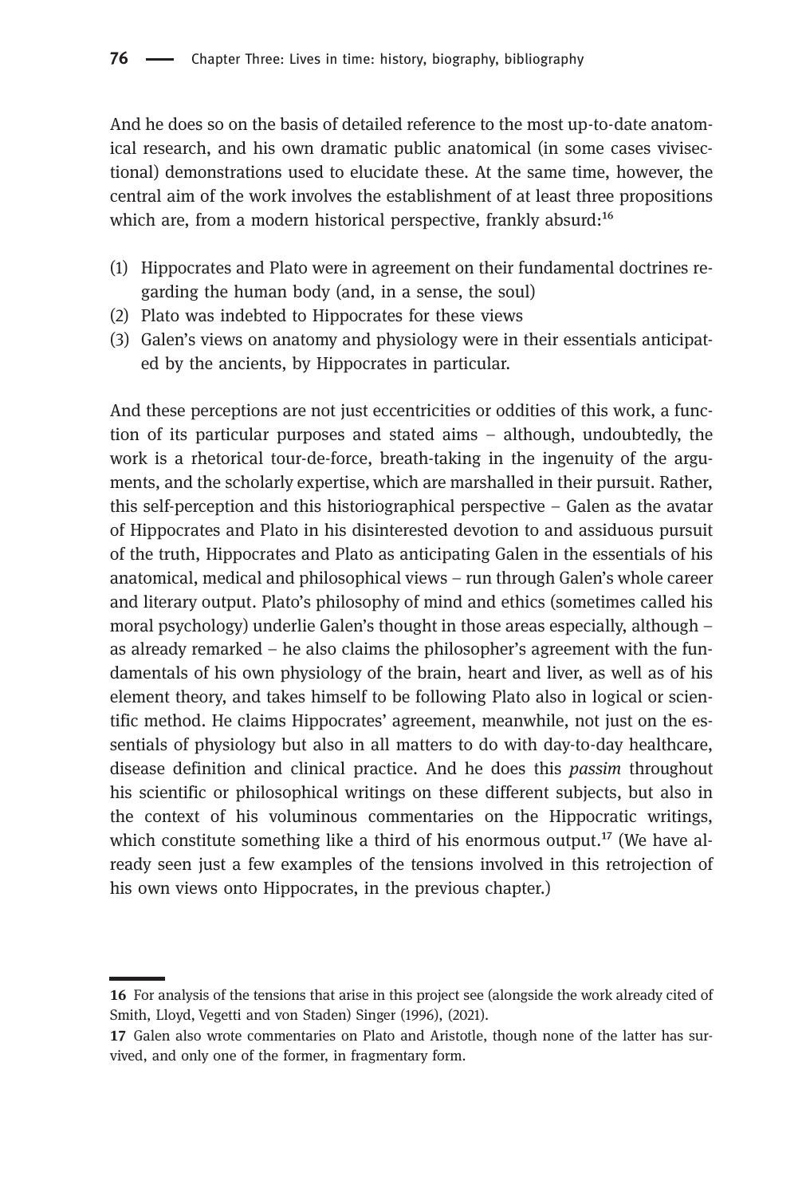And he does so on the basis of detailed reference to the most up-to-date anatomical research, and his own dramatic public anatomical (in some cases vivisectional) demonstrations used to elucidate these. At the same time, however, the central aim of the work involves the establishment of at least three propositions which are, from a modern historical perspective, frankly absurd:[16]

(1) Hippocrates and Plato were in agreement on their fundamental doctrines regarding the human body (and, in a sense, the soul)
(2) Plato was indebted to Hippocrates for these views
(3) Galen's views on anatomy and physiology were in their essentials anticipated by the ancients, by Hippocrates in particular.

And these perceptions are not just eccentricities or oddities of this work, a function of its particular purposes and stated aims – although, undoubtedly, the work is a rhetorical tour-de-force, breath-taking in the ingenuity of the arguments, and the scholarly expertise, which are marshalled in their pursuit. Rather, this self-perception and this historiographical perspective – Galen as the avatar of Hippocrates and Plato in his disinterested devotion to and assiduous pursuit of the truth, Hippocrates and Plato as anticipating Galen in the essentials of his anatomical, medical and philosophical views – run through Galen's whole career and literary output. Plato's philosophy of mind and ethics (sometimes called his moral psychology) underlie Galen's thought in those areas especially, although – as already remarked – he also claims the philosopher's agreement with the fundamentals of his own physiology of the brain, heart and liver, as well as of his element theory, and takes himself to be following Plato also in logical or scientific method. He claims Hippocrates' agreement, meanwhile, not just on the essentials of physiology but also in all matters to do with day-to-day healthcare, disease definition and clinical practice. And he does this *passim* throughout his scientific or philosophical writings on these different subjects, but also in the context of his voluminous commentaries on the Hippocratic writings, which constitute something like a third of his enormous output.[17] (We have already seen just a few examples of the tensions involved in this retrojection of his own views onto Hippocrates, in the previous chapter.)

---

**16** For analysis of the tensions that arise in this project see (alongside the work already cited of Smith, Lloyd, Vegetti and von Staden) Singer (1996), (2021).

**17** Galen also wrote commentaries on Plato and Aristotle, though none of the latter has survived, and only one of the former, in fragmentary form.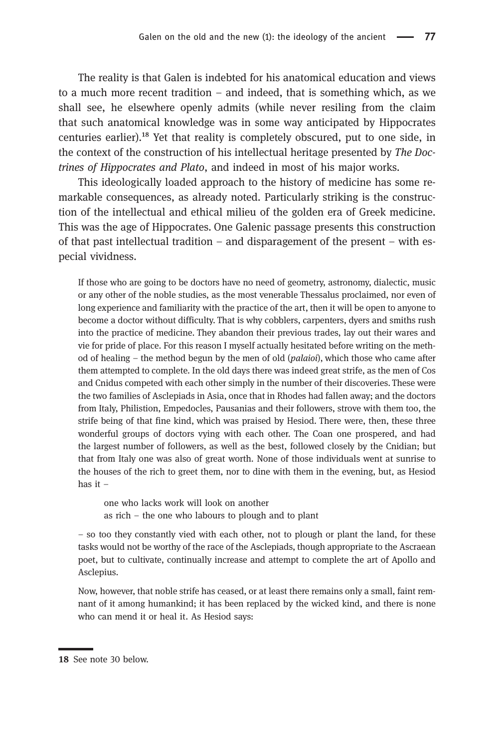The reality is that Galen is indebted for his anatomical education and views to a much more recent tradition – and indeed, that is something which, as we shall see, he elsewhere openly admits (while never resiling from the claim that such anatomical knowledge was in some way anticipated by Hippocrates centuries earlier).[18] Yet that reality is completely obscured, put to one side, in the context of the construction of his intellectual heritage presented by *The Doctrines of Hippocrates and Plato*, and indeed in most of his major works.

This ideologically loaded approach to the history of medicine has some remarkable consequences, as already noted. Particularly striking is the construction of the intellectual and ethical milieu of the golden era of Greek medicine. This was the age of Hippocrates. One Galenic passage presents this construction of that past intellectual tradition – and disparagement of the present – with especial vividness.

> If those who are going to be doctors have no need of geometry, astronomy, dialectic, music or any other of the noble studies, as the most venerable Thessalus proclaimed, nor even of long experience and familiarity with the practice of the art, then it will be open to anyone to become a doctor without difficulty. That is why cobblers, carpenters, dyers and smiths rush into the practice of medicine. They abandon their previous trades, lay out their wares and vie for pride of place. For this reason I myself actually hesitated before writing on the method of healing – the method begun by the men of old (*palaioi*), which those who came after them attempted to complete. In the old days there was indeed great strife, as the men of Cos and Cnidus competed with each other simply in the number of their discoveries. These were the two families of Asclepiads in Asia, once that in Rhodes had fallen away; and the doctors from Italy, Philistion, Empedocles, Pausanias and their followers, strove with them too, the strife being of that fine kind, which was praised by Hesiod. There were, then, these three wonderful groups of doctors vying with each other. The Coan one prospered, and had the largest number of followers, as well as the best, followed closely by the Cnidian; but that from Italy one was also of great worth. None of those individuals went at sunrise to the houses of the rich to greet them, nor to dine with them in the evening, but, as Hesiod has it –
>
> > one who lacks work will look on another  
> > as rich – the one who labours to plough and to plant
>
> – so too they constantly vied with each other, not to plough or plant the land, for these tasks would not be worthy of the race of the Asclepiads, though appropriate to the Ascraean poet, but to cultivate, continually increase and attempt to complete the art of Apollo and Asclepius.
>
> Now, however, that noble strife has ceased, or at least there remains only a small, faint remnant of it among humankind; it has been replaced by the wicked kind, and there is none who can mend it or heal it. As Hesiod says:

---

[18] See note 30 below.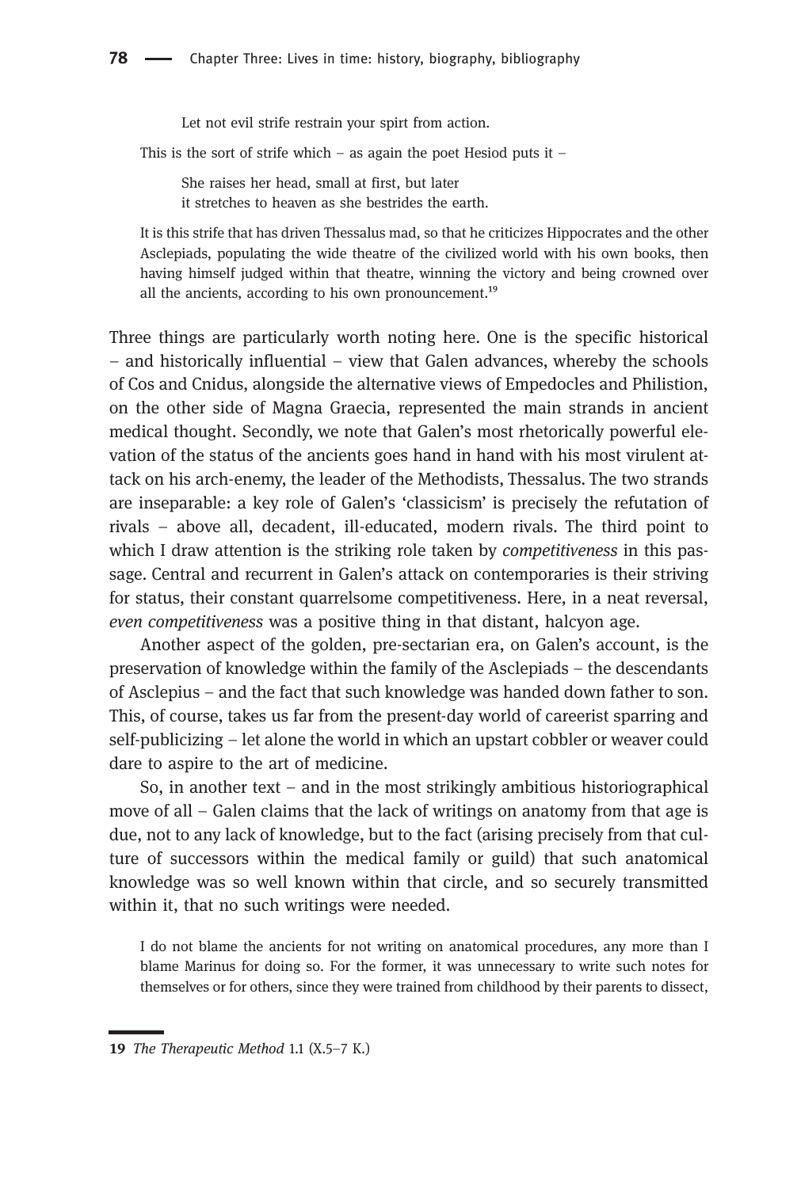> Let not evil strife restrain your spirt from action.

> This is the sort of strife which – as again the poet Hesiod puts it –

> She raises her head, small at first, but later
> it stretches to heaven as she bestrides the earth.

> It is this strife that has driven Thessalus mad, so that he criticizes Hippocrates and the other Asclepiads, populating the wide theatre of the civilized world with his own books, then having himself judged within that theatre, winning the victory and being crowned over all the ancients, according to his own pronouncement.[19]

Three things are particularly worth noting here. One is the specific historical – and historically influential – view that Galen advances, whereby the schools of Cos and Cnidus, alongside the alternative views of Empedocles and Philistion, on the other side of Magna Graecia, represented the main strands in ancient medical thought. Secondly, we note that Galen's most rhetorically powerful elevation of the status of the ancients goes hand in hand with his most virulent attack on his arch-enemy, the leader of the Methodists, Thessalus. The two strands are inseparable: a key role of Galen's 'classicism' is precisely the refutation of rivals – above all, decadent, ill-educated, modern rivals. The third point to which I draw attention is the striking role taken by *competitiveness* in this passage. Central and recurrent in Galen's attack on contemporaries is their striving for status, their constant quarrelsome competitiveness. Here, in a neat reversal, *even competitiveness* was a positive thing in that distant, halcyon age.

Another aspect of the golden, pre-sectarian era, on Galen's account, is the preservation of knowledge within the family of the Asclepiads – the descendants of Asclepius – and the fact that such knowledge was handed down father to son. This, of course, takes us far from the present-day world of careerist sparring and self-publicizing – let alone the world in which an upstart cobbler or weaver could dare to aspire to the art of medicine.

So, in another text – and in the most strikingly ambitious historiographical move of all – Galen claims that the lack of writings on anatomy from that age is due, not to any lack of knowledge, but to the fact (arising precisely from that culture of successors within the medical family or guild) that such anatomical knowledge was so well known within that circle, and so securely transmitted within it, that no such writings were needed.

> I do not blame the ancients for not writing on anatomical procedures, any more than I blame Marinus for doing so. For the former, it was unnecessary to write such notes for themselves or for others, since they were trained from childhood by their parents to dissect,

---

19 *The Therapeutic Method* 1.1 (X.5–7 K.)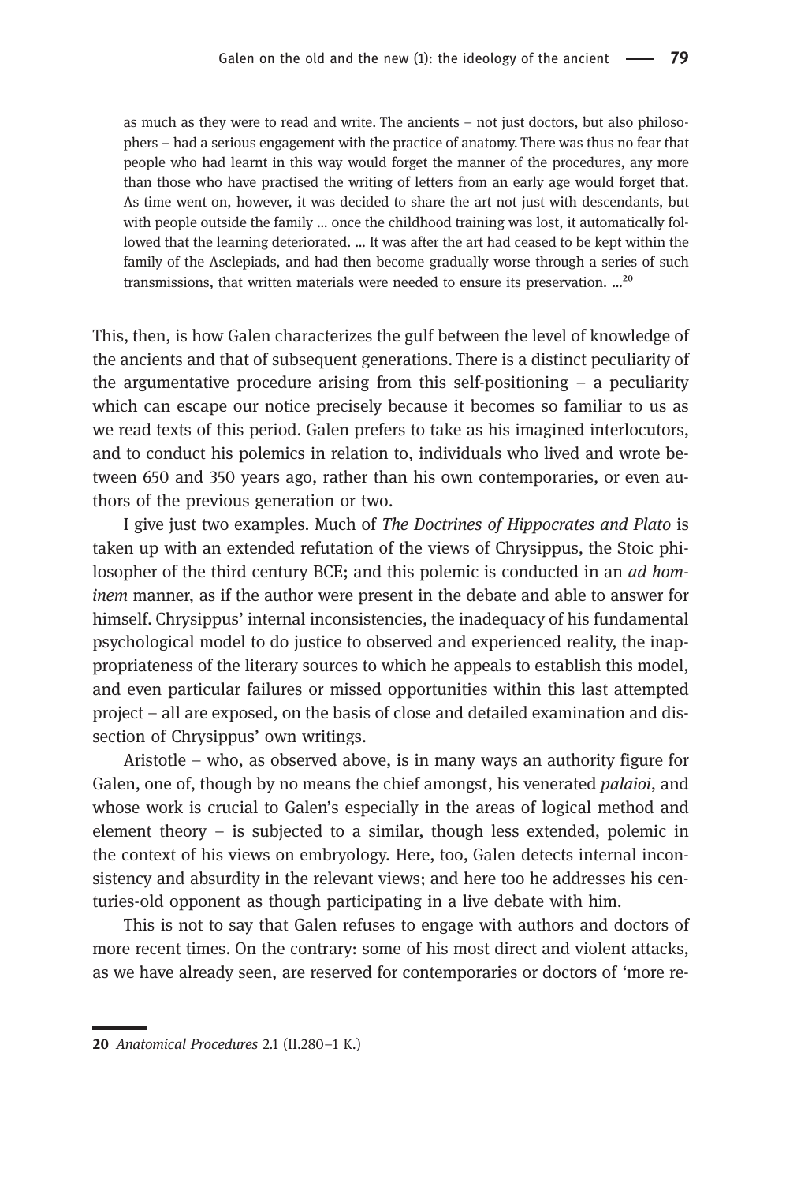> as much as they were to read and write. The ancients – not just doctors, but also philosophers – had a serious engagement with the practice of anatomy. There was thus no fear that people who had learnt in this way would forget the manner of the procedures, any more than those who have practised the writing of letters from an early age would forget that. As time went on, however, it was decided to share the art not just with descendants, but with people outside the family … once the childhood training was lost, it automatically followed that the learning deteriorated. … It was after the art had ceased to be kept within the family of the Asclepiads, and had then become gradually worse through a series of such transmissions, that written materials were needed to ensure its preservation. …[20]

This, then, is how Galen characterizes the gulf between the level of knowledge of the ancients and that of subsequent generations. There is a distinct peculiarity of the argumentative procedure arising from this self-positioning – a peculiarity which can escape our notice precisely because it becomes so familiar to us as we read texts of this period. Galen prefers to take as his imagined interlocutors, and to conduct his polemics in relation to, individuals who lived and wrote between 650 and 350 years ago, rather than his own contemporaries, or even authors of the previous generation or two.

I give just two examples. Much of *The Doctrines of Hippocrates and Plato* is taken up with an extended refutation of the views of Chrysippus, the Stoic philosopher of the third century BCE; and this polemic is conducted in an *ad hominem* manner, as if the author were present in the debate and able to answer for himself. Chrysippus' internal inconsistencies, the inadequacy of his fundamental psychological model to do justice to observed and experienced reality, the inappropriateness of the literary sources to which he appeals to establish this model, and even particular failures or missed opportunities within this last attempted project – all are exposed, on the basis of close and detailed examination and dissection of Chrysippus' own writings.

Aristotle – who, as observed above, is in many ways an authority figure for Galen, one of, though by no means the chief amongst, his venerated *palaioi*, and whose work is crucial to Galen's especially in the areas of logical method and element theory – is subjected to a similar, though less extended, polemic in the context of his views on embryology. Here, too, Galen detects internal inconsistency and absurdity in the relevant views; and here too he addresses his centuries-old opponent as though participating in a live debate with him.

This is not to say that Galen refuses to engage with authors and doctors of more recent times. On the contrary: some of his most direct and violent attacks, as we have already seen, are reserved for contemporaries or doctors of 'more re-

---

20 *Anatomical Procedures* 2.1 (II.280–1 K.)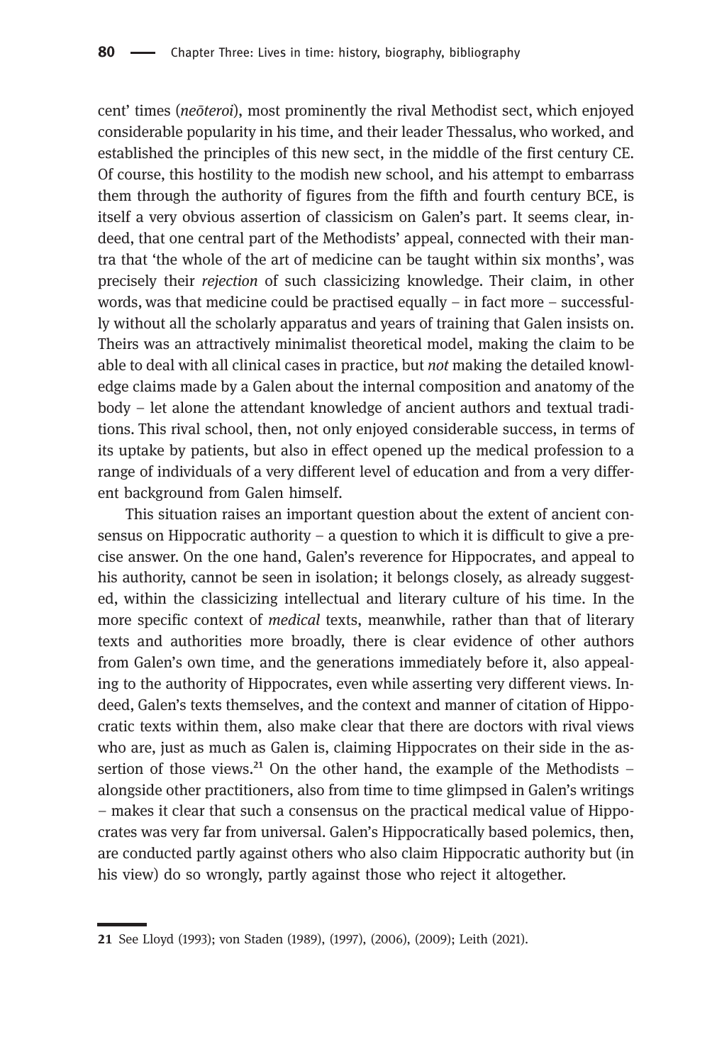cent' times (*neōteroi*), most prominently the rival Methodist sect, which enjoyed considerable popularity in his time, and their leader Thessalus, who worked, and established the principles of this new sect, in the middle of the first century CE. Of course, this hostility to the modish new school, and his attempt to embarrass them through the authority of figures from the fifth and fourth century BCE, is itself a very obvious assertion of classicism on Galen's part. It seems clear, indeed, that one central part of the Methodists' appeal, connected with their mantra that 'the whole of the art of medicine can be taught within six months', was precisely their *rejection* of such classicizing knowledge. Their claim, in other words, was that medicine could be practised equally – in fact more – successfully without all the scholarly apparatus and years of training that Galen insists on. Theirs was an attractively minimalist theoretical model, making the claim to be able to deal with all clinical cases in practice, but *not* making the detailed knowledge claims made by a Galen about the internal composition and anatomy of the body – let alone the attendant knowledge of ancient authors and textual traditions. This rival school, then, not only enjoyed considerable success, in terms of its uptake by patients, but also in effect opened up the medical profession to a range of individuals of a very different level of education and from a very different background from Galen himself.

This situation raises an important question about the extent of ancient consensus on Hippocratic authority – a question to which it is difficult to give a precise answer. On the one hand, Galen's reverence for Hippocrates, and appeal to his authority, cannot be seen in isolation; it belongs closely, as already suggested, within the classicizing intellectual and literary culture of his time. In the more specific context of *medical* texts, meanwhile, rather than that of literary texts and authorities more broadly, there is clear evidence of other authors from Galen's own time, and the generations immediately before it, also appealing to the authority of Hippocrates, even while asserting very different views. Indeed, Galen's texts themselves, and the context and manner of citation of Hippocratic texts within them, also make clear that there are doctors with rival views who are, just as much as Galen is, claiming Hippocrates on their side in the assertion of those views.[21] On the other hand, the example of the Methodists – alongside other practitioners, also from time to time glimpsed in Galen's writings – makes it clear that such a consensus on the practical medical value of Hippocrates was very far from universal. Galen's Hippocratically based polemics, then, are conducted partly against others who also claim Hippocratic authority but (in his view) do so wrongly, partly against those who reject it altogether.

---

21 See Lloyd (1993); von Staden (1989), (1997), (2006), (2009); Leith (2021).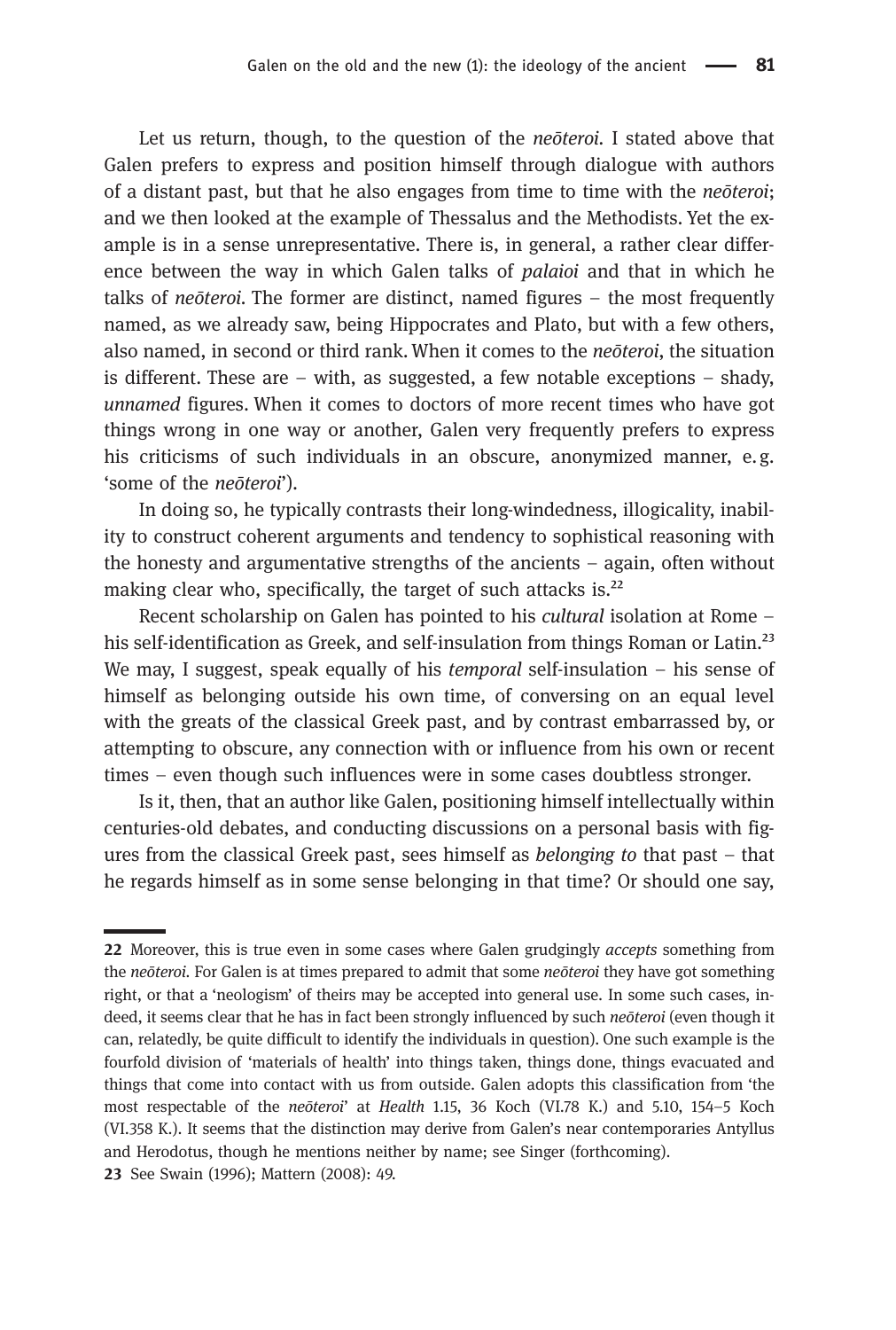Let us return, though, to the question of the *neōteroi*. I stated above that Galen prefers to express and position himself through dialogue with authors of a distant past, but that he also engages from time to time with the *neōteroi*; and we then looked at the example of Thessalus and the Methodists. Yet the example is in a sense unrepresentative. There is, in general, a rather clear difference between the way in which Galen talks of *palaioi* and that in which he talks of *neōteroi*. The former are distinct, named figures – the most frequently named, as we already saw, being Hippocrates and Plato, but with a few others, also named, in second or third rank. When it comes to the *neōteroi*, the situation is different. These are – with, as suggested, a few notable exceptions – shady, *unnamed* figures. When it comes to doctors of more recent times who have got things wrong in one way or another, Galen very frequently prefers to express his criticisms of such individuals in an obscure, anonymized manner, e.g. 'some of the *neōteroi*').

In doing so, he typically contrasts their long-windedness, illogicality, inability to construct coherent arguments and tendency to sophistical reasoning with the honesty and argumentative strengths of the ancients – again, often without making clear who, specifically, the target of such attacks is.[22]

Recent scholarship on Galen has pointed to his *cultural* isolation at Rome – his self-identification as Greek, and self-insulation from things Roman or Latin.[23] We may, I suggest, speak equally of his *temporal* self-insulation – his sense of himself as belonging outside his own time, of conversing on an equal level with the greats of the classical Greek past, and by contrast embarrassed by, or attempting to obscure, any connection with or influence from his own or recent times – even though such influences were in some cases doubtless stronger.

Is it, then, that an author like Galen, positioning himself intellectually within centuries-old debates, and conducting discussions on a personal basis with figures from the classical Greek past, sees himself as *belonging to* that past – that he regards himself as in some sense belonging in that time? Or should one say,

---

**22** Moreover, this is true even in some cases where Galen grudgingly *accepts* something from the *neōteroi*. For Galen is at times prepared to admit that some *neōteroi* they have got something right, or that a 'neologism' of theirs may be accepted into general use. In some such cases, indeed, it seems clear that he has in fact been strongly influenced by such *neōteroi* (even though it can, relatedly, be quite difficult to identify the individuals in question). One such example is the fourfold division of 'materials of health' into things taken, things done, things evacuated and things that come into contact with us from outside. Galen adopts this classification from 'the most respectable of the *neōteroi*' at *Health* 1.15, 36 Koch (VI.78 K.) and 5.10, 154–5 Koch (VI.358 K.). It seems that the distinction may derive from Galen's near contemporaries Antyllus and Herodotus, though he mentions neither by name; see Singer (forthcoming).

**23** See Swain (1996); Mattern (2008): 49.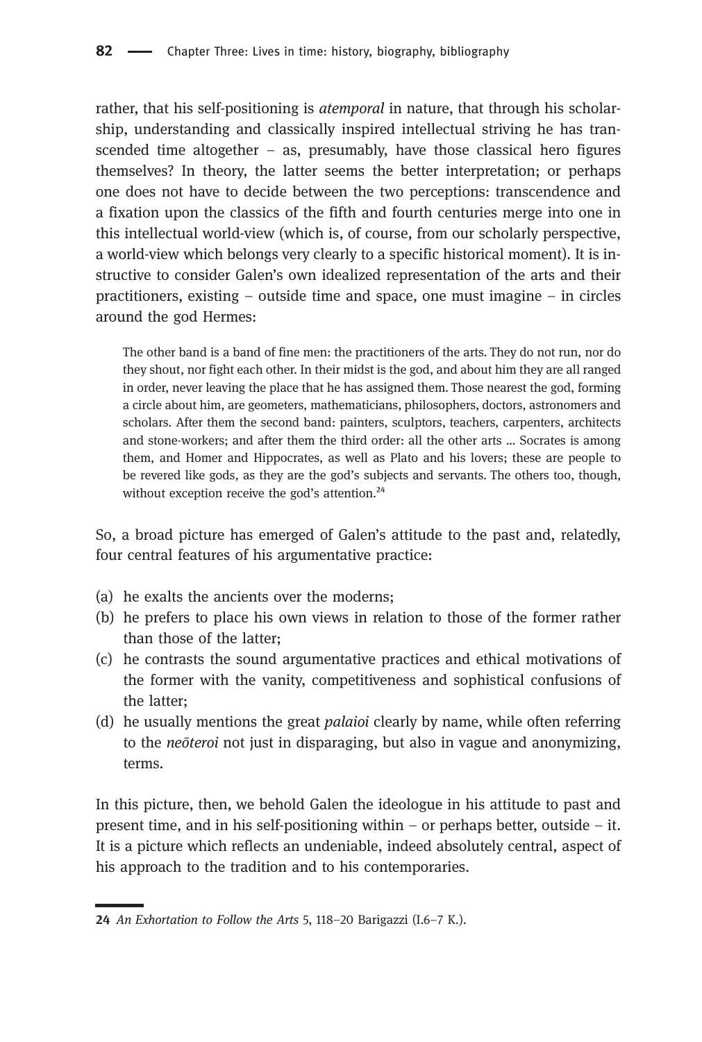rather, that his self-positioning is *atemporal* in nature, that through his scholarship, understanding and classically inspired intellectual striving he has transcended time altogether – as, presumably, have those classical hero figures themselves? In theory, the latter seems the better interpretation; or perhaps one does not have to decide between the two perceptions: transcendence and a fixation upon the classics of the fifth and fourth centuries merge into one in this intellectual world-view (which is, of course, from our scholarly perspective, a world-view which belongs very clearly to a specific historical moment). It is instructive to consider Galen's own idealized representation of the arts and their practitioners, existing – outside time and space, one must imagine – in circles around the god Hermes:

> The other band is a band of fine men: the practitioners of the arts. They do not run, nor do they shout, nor fight each other. In their midst is the god, and about him they are all ranged in order, never leaving the place that he has assigned them. Those nearest the god, forming a circle about him, are geometers, mathematicians, philosophers, doctors, astronomers and scholars. After them the second band: painters, sculptors, teachers, carpenters, architects and stone-workers; and after them the third order: all the other arts … Socrates is among them, and Homer and Hippocrates, as well as Plato and his lovers; these are people to be revered like gods, as they are the god's subjects and servants. The others too, though, without exception receive the god's attention.[24]

So, a broad picture has emerged of Galen's attitude to the past and, relatedly, four central features of his argumentative practice:

(a) he exalts the ancients over the moderns;
(b) he prefers to place his own views in relation to those of the former rather than those of the latter;
(c) he contrasts the sound argumentative practices and ethical motivations of the former with the vanity, competitiveness and sophistical confusions of the latter;
(d) he usually mentions the great *palaioi* clearly by name, while often referring to the *neōteroi* not just in disparaging, but also in vague and anonymizing, terms.

In this picture, then, we behold Galen the ideologue in his attitude to past and present time, and in his self-positioning within – or perhaps better, outside – it. It is a picture which reflects an undeniable, indeed absolutely central, aspect of his approach to the tradition and to his contemporaries.

---

**24** *An Exhortation to Follow the Arts* 5, 118–20 Barigazzi (I.6–7 K.).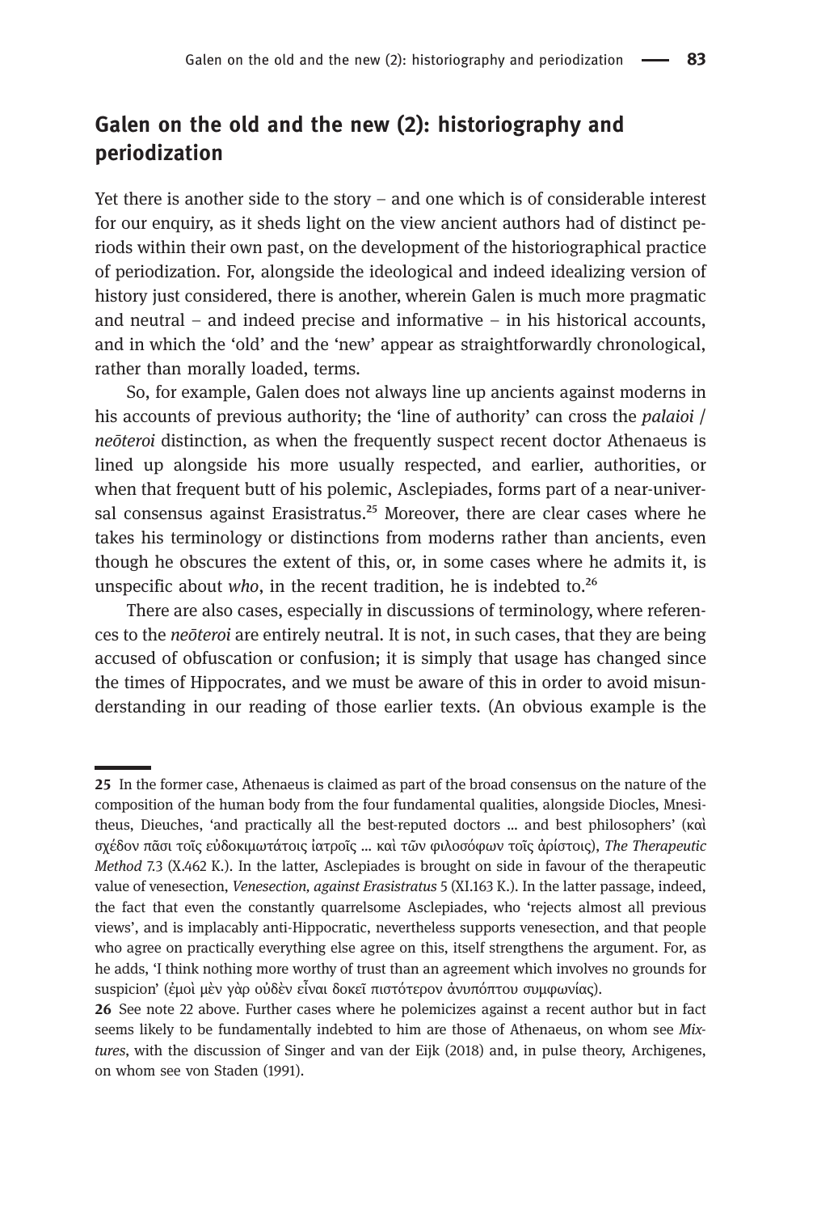## Galen on the old and the new (2): historiography and periodization

Yet there is another side to the story – and one which is of considerable interest for our enquiry, as it sheds light on the view ancient authors had of distinct periods within their own past, on the development of the historiographical practice of periodization. For, alongside the ideological and indeed idealizing version of history just considered, there is another, wherein Galen is much more pragmatic and neutral – and indeed precise and informative – in his historical accounts, and in which the 'old' and the 'new' appear as straightforwardly chronological, rather than morally loaded, terms.

So, for example, Galen does not always line up ancients against moderns in his accounts of previous authority; the 'line of authority' can cross the *palaioi* / *neōteroi* distinction, as when the frequently suspect recent doctor Athenaeus is lined up alongside his more usually respected, and earlier, authorities, or when that frequent butt of his polemic, Asclepiades, forms part of a near-universal consensus against Erasistratus.[25] Moreover, there are clear cases where he takes his terminology or distinctions from moderns rather than ancients, even though he obscures the extent of this, or, in some cases where he admits it, is unspecific about *who*, in the recent tradition, he is indebted to.[26]

There are also cases, especially in discussions of terminology, where references to the *neōteroi* are entirely neutral. It is not, in such cases, that they are being accused of obfuscation or confusion; it is simply that usage has changed since the times of Hippocrates, and we must be aware of this in order to avoid misunderstanding in our reading of those earlier texts. (An obvious example is the

---

25 In the former case, Athenaeus is claimed as part of the broad consensus on the nature of the composition of the human body from the four fundamental qualities, alongside Diocles, Mnesitheus, Dieuches, 'and practically all the best-reputed doctors … and best philosophers' (καὶ σχέδον πᾶσι τοῖς εὐδοκιμωτάτοις ἰατροῖς … καὶ τῶν φιλοσόφων τοῖς ἀρίστοις), *The Therapeutic Method* 7.3 (X.462 K.). In the latter, Asclepiades is brought on side in favour of the therapeutic value of venesection, *Venesection, against Erasistratus* 5 (XI.163 K.). In the latter passage, indeed, the fact that even the constantly quarrelsome Asclepiades, who 'rejects almost all previous views', and is implacably anti-Hippocratic, nevertheless supports venesection, and that people who agree on practically everything else agree on this, itself strengthens the argument. For, as he adds, 'I think nothing more worthy of trust than an agreement which involves no grounds for suspicion' (ἐμοὶ μὲν γὰρ οὐδὲν εἶναι δοκεῖ πιστότερον ἀνυπόπτου συμφωνίας).

26 See note 22 above. Further cases where he polemicizes against a recent author but in fact seems likely to be fundamentally indebted to him are those of Athenaeus, on whom see *Mixtures*, with the discussion of Singer and van der Eijk (2018) and, in pulse theory, Archigenes, on whom see von Staden (1991).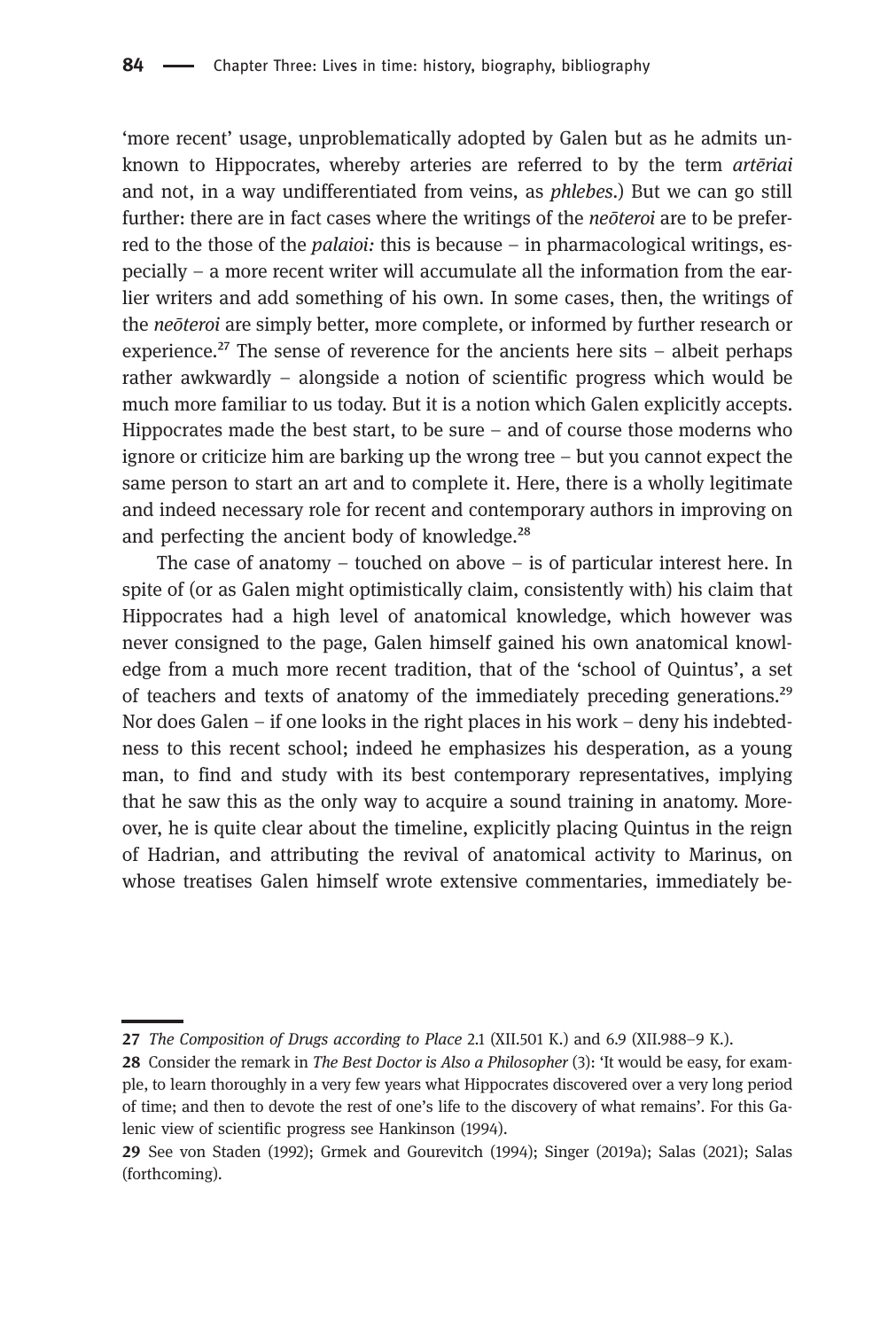'more recent' usage, unproblematically adopted by Galen but as he admits unknown to Hippocrates, whereby arteries are referred to by the term *artēriai* and not, in a way undifferentiated from veins, as *phlebes*.) But we can go still further: there are in fact cases where the writings of the *neōteroi* are to be preferred to the those of the *palaioi:* this is because – in pharmacological writings, especially – a more recent writer will accumulate all the information from the earlier writers and add something of his own. In some cases, then, the writings of the *neōteroi* are simply better, more complete, or informed by further research or experience.[27] The sense of reverence for the ancients here sits – albeit perhaps rather awkwardly – alongside a notion of scientific progress which would be much more familiar to us today. But it is a notion which Galen explicitly accepts. Hippocrates made the best start, to be sure – and of course those moderns who ignore or criticize him are barking up the wrong tree – but you cannot expect the same person to start an art and to complete it. Here, there is a wholly legitimate and indeed necessary role for recent and contemporary authors in improving on and perfecting the ancient body of knowledge.[28]

The case of anatomy – touched on above – is of particular interest here. In spite of (or as Galen might optimistically claim, consistently with) his claim that Hippocrates had a high level of anatomical knowledge, which however was never consigned to the page, Galen himself gained his own anatomical knowledge from a much more recent tradition, that of the 'school of Quintus', a set of teachers and texts of anatomy of the immediately preceding generations.[29] Nor does Galen – if one looks in the right places in his work – deny his indebtedness to this recent school; indeed he emphasizes his desperation, as a young man, to find and study with its best contemporary representatives, implying that he saw this as the only way to acquire a sound training in anatomy. Moreover, he is quite clear about the timeline, explicitly placing Quintus in the reign of Hadrian, and attributing the revival of anatomical activity to Marinus, on whose treatises Galen himself wrote extensive commentaries, immediately be-

---

**27** *The Composition of Drugs according to Place* 2.1 (XII.501 K.) and 6.9 (XII.988–9 K.).

**28** Consider the remark in *The Best Doctor is Also a Philosopher* (3): 'It would be easy, for example, to learn thoroughly in a very few years what Hippocrates discovered over a very long period of time; and then to devote the rest of one's life to the discovery of what remains'. For this Galenic view of scientific progress see Hankinson (1994).

**29** See von Staden (1992); Grmek and Gourevitch (1994); Singer (2019a); Salas (2021); Salas (forthcoming).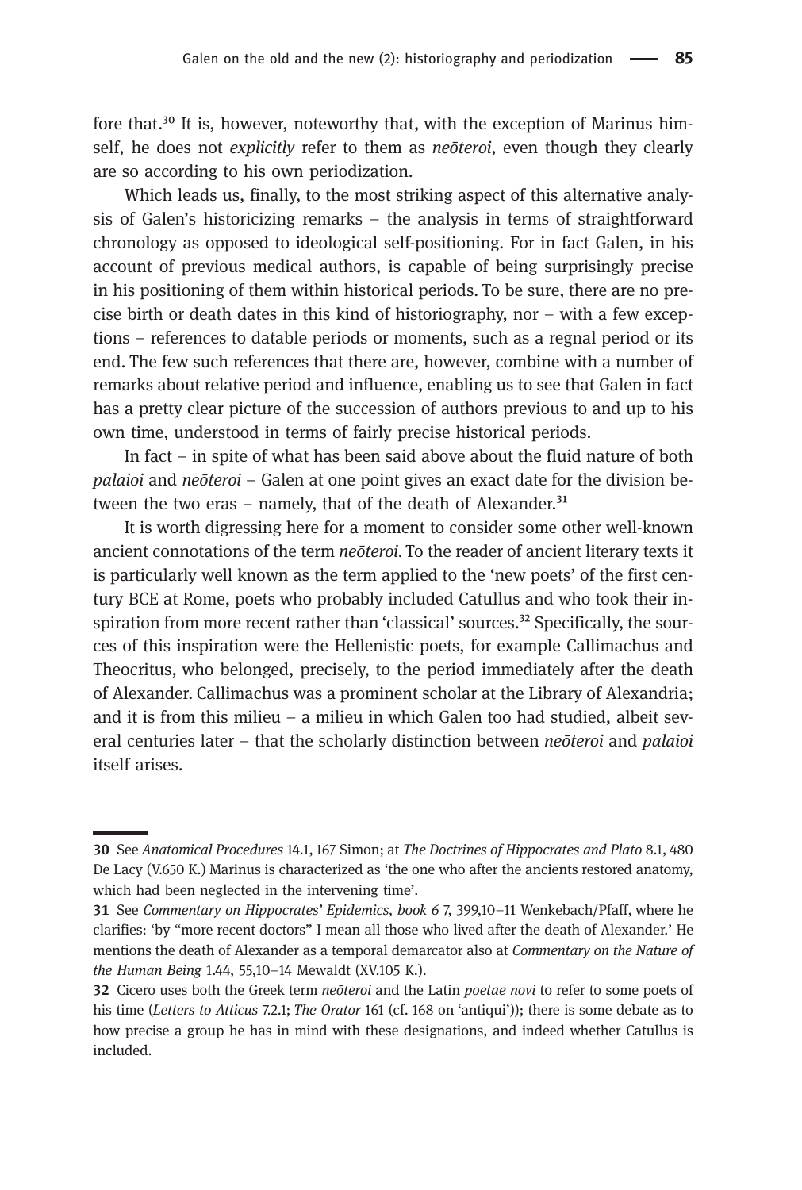fore that.[30] It is, however, noteworthy that, with the exception of Marinus himself, he does not *explicitly* refer to them as *neōteroi*, even though they clearly are so according to his own periodization.

Which leads us, finally, to the most striking aspect of this alternative analysis of Galen's historicizing remarks – the analysis in terms of straightforward chronology as opposed to ideological self-positioning. For in fact Galen, in his account of previous medical authors, is capable of being surprisingly precise in his positioning of them within historical periods. To be sure, there are no precise birth or death dates in this kind of historiography, nor – with a few exceptions – references to datable periods or moments, such as a regnal period or its end. The few such references that there are, however, combine with a number of remarks about relative period and influence, enabling us to see that Galen in fact has a pretty clear picture of the succession of authors previous to and up to his own time, understood in terms of fairly precise historical periods.

In fact – in spite of what has been said above about the fluid nature of both *palaioi* and *neōteroi* – Galen at one point gives an exact date for the division between the two eras – namely, that of the death of Alexander.[31]

It is worth digressing here for a moment to consider some other well-known ancient connotations of the term *neōteroi*. To the reader of ancient literary texts it is particularly well known as the term applied to the 'new poets' of the first century BCE at Rome, poets who probably included Catullus and who took their inspiration from more recent rather than 'classical' sources.[32] Specifically, the sources of this inspiration were the Hellenistic poets, for example Callimachus and Theocritus, who belonged, precisely, to the period immediately after the death of Alexander. Callimachus was a prominent scholar at the Library of Alexandria; and it is from this milieu – a milieu in which Galen too had studied, albeit several centuries later – that the scholarly distinction between *neōteroi* and *palaioi* itself arises.

---

**30** See *Anatomical Procedures* 14.1, 167 Simon; at *The Doctrines of Hippocrates and Plato* 8.1, 480 De Lacy (V.650 K.) Marinus is characterized as 'the one who after the ancients restored anatomy, which had been neglected in the intervening time'.

**31** See *Commentary on Hippocrates' Epidemics, book 6* 7, 399,10–11 Wenkebach/Pfaff, where he clarifies: 'by "more recent doctors" I mean all those who lived after the death of Alexander.' He mentions the death of Alexander as a temporal demarcator also at *Commentary on the Nature of the Human Being* 1.44, 55,10–14 Mewaldt (XV.105 K.).

**32** Cicero uses both the Greek term *neōteroi* and the Latin *poetae novi* to refer to some poets of his time (*Letters to Atticus* 7.2.1; *The Orator* 161 (cf. 168 on 'antiqui')); there is some debate as to how precise a group he has in mind with these designations, and indeed whether Catullus is included.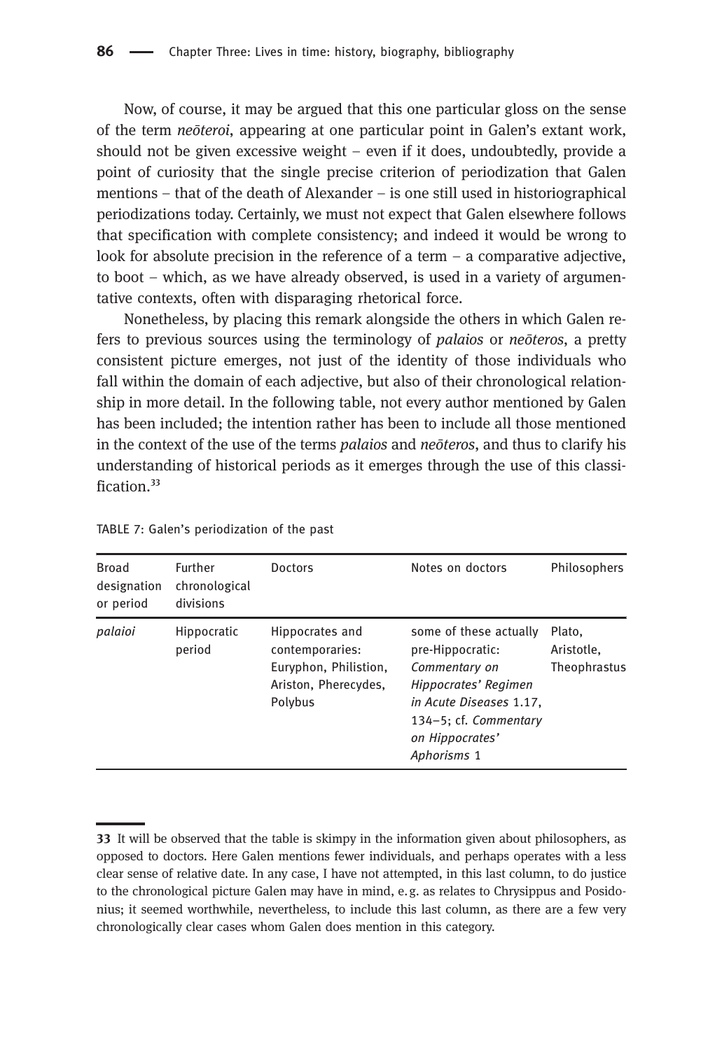Now, of course, it may be argued that this one particular gloss on the sense of the term *neōteroi*, appearing at one particular point in Galen's extant work, should not be given excessive weight – even if it does, undoubtedly, provide a point of curiosity that the single precise criterion of periodization that Galen mentions – that of the death of Alexander – is one still used in historiographical periodizations today. Certainly, we must not expect that Galen elsewhere follows that specification with complete consistency; and indeed it would be wrong to look for absolute precision in the reference of a term – a comparative adjective, to boot – which, as we have already observed, is used in a variety of argumentative contexts, often with disparaging rhetorical force.

Nonetheless, by placing this remark alongside the others in which Galen refers to previous sources using the terminology of *palaios* or *neōteros*, a pretty consistent picture emerges, not just of the identity of those individuals who fall within the domain of each adjective, but also of their chronological relationship in more detail. In the following table, not every author mentioned by Galen has been included; the intention rather has been to include all those mentioned in the context of the use of the terms *palaios* and *neōteros*, and thus to clarify his understanding of historical periods as it emerges through the use of this classification.[33]

TABLE 7: Galen's periodization of the past

| Broad designation or period | Further chronological divisions | Doctors | Notes on doctors | Philosophers |
|---|---|---|---|---|
| *palaioi* | Hippocratic period | Hippocrates and contemporaries: Euryphon, Philistion, Ariston, Pherecydes, Polybus | some of these actually pre-Hippocratic: *Commentary on Hippocrates' Regimen in Acute Diseases* 1.17, 134–5; cf. *Commentary on Hippocrates' Aphorisms* 1 | Plato, Aristotle, Theophrastus |

[33] It will be observed that the table is skimpy in the information given about philosophers, as opposed to doctors. Here Galen mentions fewer individuals, and perhaps operates with a less clear sense of relative date. In any case, I have not attempted, in this last column, to do justice to the chronological picture Galen may have in mind, e.g. as relates to Chrysippus and Posidonius; it seemed worthwhile, nevertheless, to include this last column, as there are a few very chronologically clear cases whom Galen does mention in this category.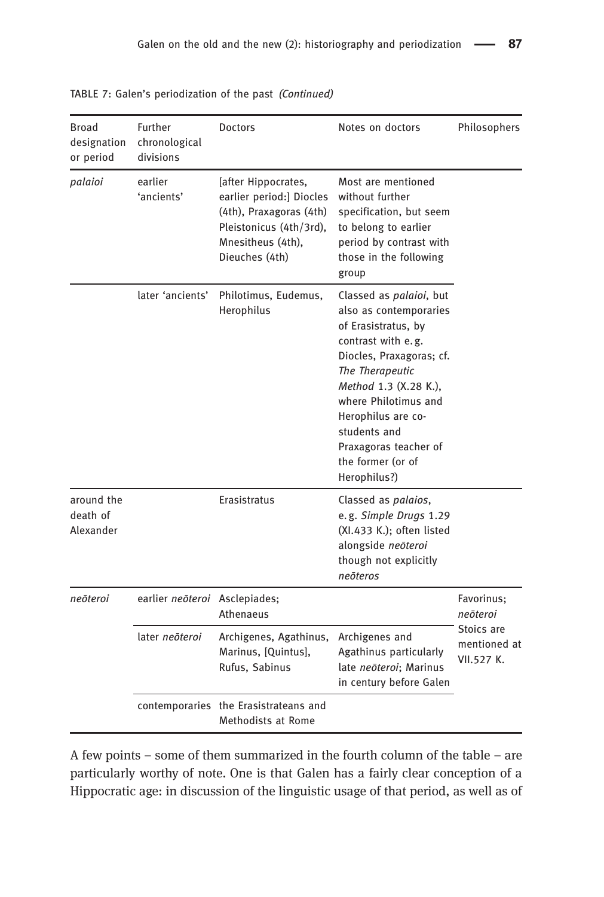TABLE 7: Galen's periodization of the past *(Continued)*

| Broad designation or period | Further chronological divisions | Doctors | Notes on doctors | Philosophers |
|---|---|---|---|---|
| *palaioi* | earlier 'ancients' | [after Hippocrates, earlier period:] Diocles (4th), Praxagoras (4th) Pleistonicus (4th/3rd), Mnesitheus (4th), Dieuches (4th) | Most are mentioned without further specification, but seem to belong to earlier period by contrast with those in the following group | |
| | later 'ancients' | Philotimus, Eudemus, Herophilus | Classed as *palaioi*, but also as contemporaries of Erasistratus, by contrast with e.g. Diocles, Praxagoras; cf. *The Therapeutic Method* 1.3 (X.28 K.), where Philotimus and Herophilus are co-students and Praxagoras teacher of the former (or of Herophilus?) | |
| around the death of Alexander | | Erasistratus | Classed as *palaios*, e.g. *Simple Drugs* 1.29 (XI.433 K.); often listed alongside *neōteroi* though not explicitly *neōteros* | |
| *neōteroi* | earlier *neōteroi* | Asclepiades; Athenaeus | | Favorinus; *neōteroi* Stoics are mentioned at VII.527 K. |
| | later *neōteroi* | Archigenes, Agathinus, Marinus, [Quintus], Rufus, Sabinus | Archigenes and Agathinus particularly late *neōteroi*; Marinus in century before Galen | |
| | contemporaries | the Erasistrateans and Methodists at Rome | | |

A few points – some of them summarized in the fourth column of the table – are particularly worthy of note. One is that Galen has a fairly clear conception of a Hippocratic age: in discussion of the linguistic usage of that period, as well as of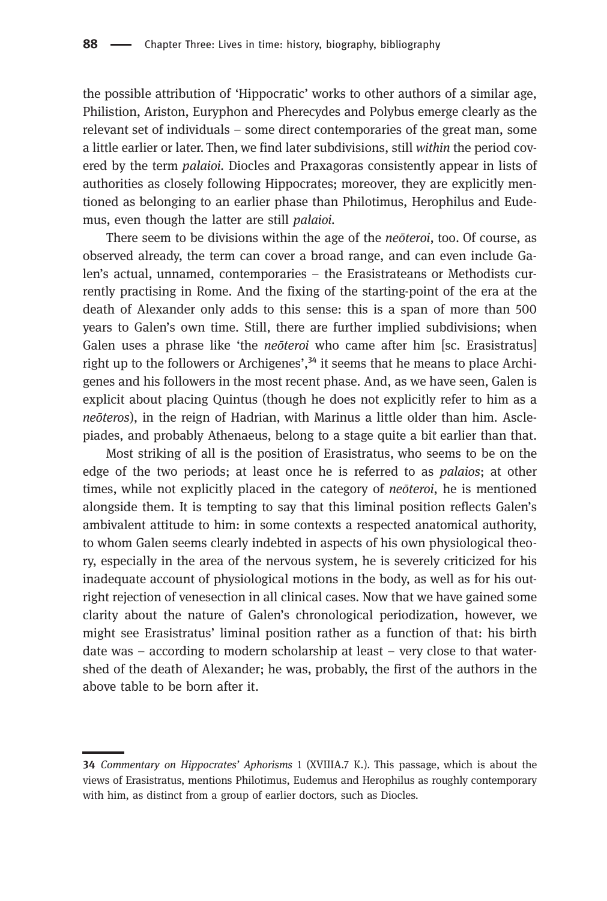the possible attribution of 'Hippocratic' works to other authors of a similar age, Philistion, Ariston, Euryphon and Pherecydes and Polybus emerge clearly as the relevant set of individuals – some direct contemporaries of the great man, some a little earlier or later. Then, we find later subdivisions, still *within* the period covered by the term *palaioi*. Diocles and Praxagoras consistently appear in lists of authorities as closely following Hippocrates; moreover, they are explicitly mentioned as belonging to an earlier phase than Philotimus, Herophilus and Eudemus, even though the latter are still *palaioi*.

There seem to be divisions within the age of the *neōteroi*, too. Of course, as observed already, the term can cover a broad range, and can even include Galen's actual, unnamed, contemporaries – the Erasistrateans or Methodists currently practising in Rome. And the fixing of the starting-point of the era at the death of Alexander only adds to this sense: this is a span of more than 500 years to Galen's own time. Still, there are further implied subdivisions; when Galen uses a phrase like 'the *neōteroi* who came after him [sc. Erasistratus] right up to the followers or Archigenes',[34] it seems that he means to place Archigenes and his followers in the most recent phase. And, as we have seen, Galen is explicit about placing Quintus (though he does not explicitly refer to him as a *neōteros*), in the reign of Hadrian, with Marinus a little older than him. Asclepiades, and probably Athenaeus, belong to a stage quite a bit earlier than that.

Most striking of all is the position of Erasistratus, who seems to be on the edge of the two periods; at least once he is referred to as *palaios*; at other times, while not explicitly placed in the category of *neōteroi*, he is mentioned alongside them. It is tempting to say that this liminal position reflects Galen's ambivalent attitude to him: in some contexts a respected anatomical authority, to whom Galen seems clearly indebted in aspects of his own physiological theory, especially in the area of the nervous system, he is severely criticized for his inadequate account of physiological motions in the body, as well as for his outright rejection of venesection in all clinical cases. Now that we have gained some clarity about the nature of Galen's chronological periodization, however, we might see Erasistratus' liminal position rather as a function of that: his birth date was – according to modern scholarship at least – very close to that watershed of the death of Alexander; he was, probably, the first of the authors in the above table to be born after it.

---

**34** *Commentary on Hippocrates' Aphorisms* 1 (XVIIIA.7 K.). This passage, which is about the views of Erasistratus, mentions Philotimus, Eudemus and Herophilus as roughly contemporary with him, as distinct from a group of earlier doctors, such as Diocles.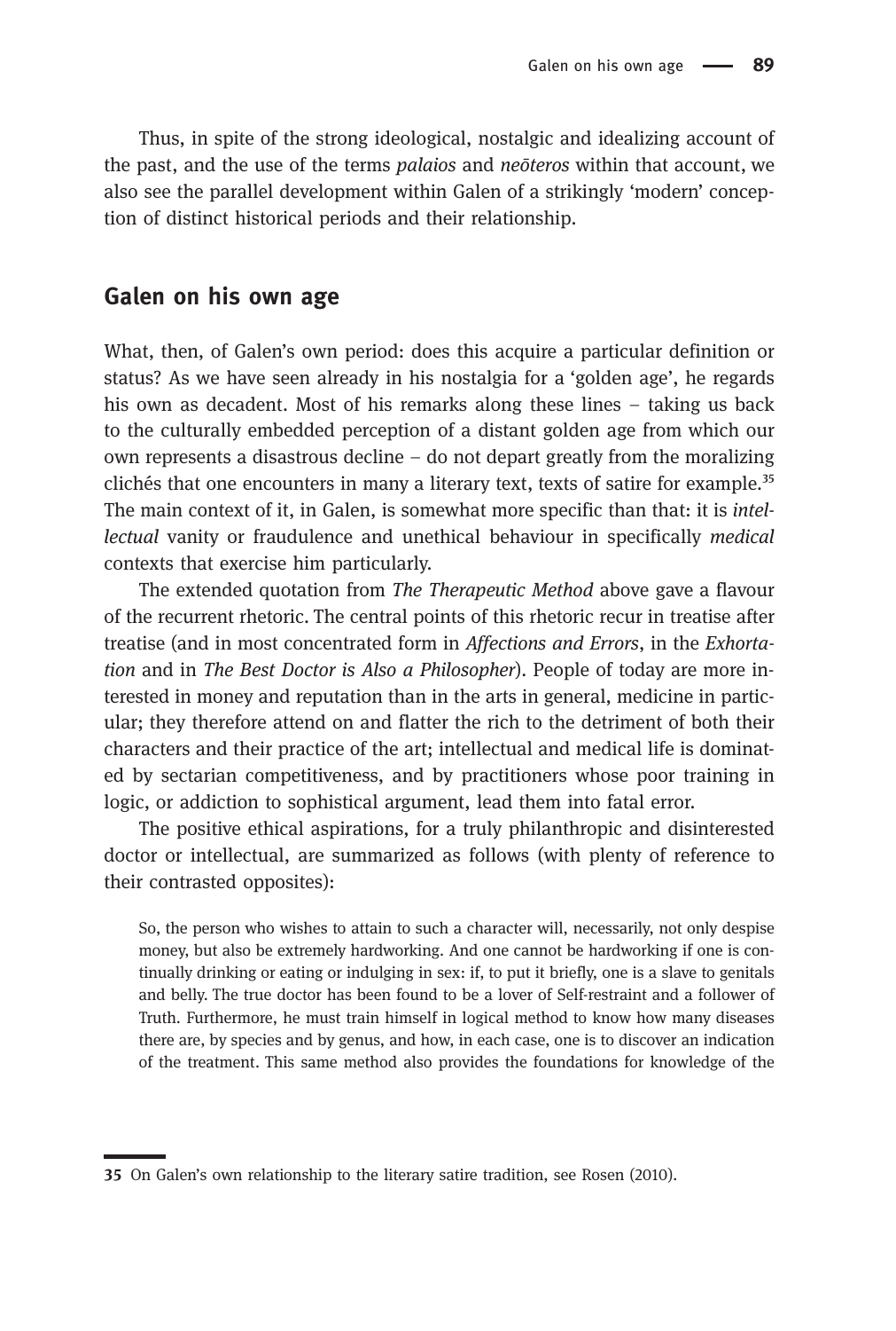Thus, in spite of the strong ideological, nostalgic and idealizing account of the past, and the use of the terms *palaios* and *neōteros* within that account, we also see the parallel development within Galen of a strikingly 'modern' conception of distinct historical periods and their relationship.

## Galen on his own age

What, then, of Galen's own period: does this acquire a particular definition or status? As we have seen already in his nostalgia for a 'golden age', he regards his own as decadent. Most of his remarks along these lines – taking us back to the culturally embedded perception of a distant golden age from which our own represents a disastrous decline – do not depart greatly from the moralizing clichés that one encounters in many a literary text, texts of satire for example.[35] The main context of it, in Galen, is somewhat more specific than that: it is *intellectual* vanity or fraudulence and unethical behaviour in specifically *medical* contexts that exercise him particularly.

The extended quotation from *The Therapeutic Method* above gave a flavour of the recurrent rhetoric. The central points of this rhetoric recur in treatise after treatise (and in most concentrated form in *Affections and Errors*, in the *Exhortation* and in *The Best Doctor is Also a Philosopher*). People of today are more interested in money and reputation than in the arts in general, medicine in particular; they therefore attend on and flatter the rich to the detriment of both their characters and their practice of the art; intellectual and medical life is dominated by sectarian competitiveness, and by practitioners whose poor training in logic, or addiction to sophistical argument, lead them into fatal error.

The positive ethical aspirations, for a truly philanthropic and disinterested doctor or intellectual, are summarized as follows (with plenty of reference to their contrasted opposites):

> So, the person who wishes to attain to such a character will, necessarily, not only despise money, but also be extremely hardworking. And one cannot be hardworking if one is continually drinking or eating or indulging in sex: if, to put it briefly, one is a slave to genitals and belly. The true doctor has been found to be a lover of Self-restraint and a follower of Truth. Furthermore, he must train himself in logical method to know how many diseases there are, by species and by genus, and how, in each case, one is to discover an indication of the treatment. This same method also provides the foundations for knowledge of the

---

35 On Galen's own relationship to the literary satire tradition, see Rosen (2010).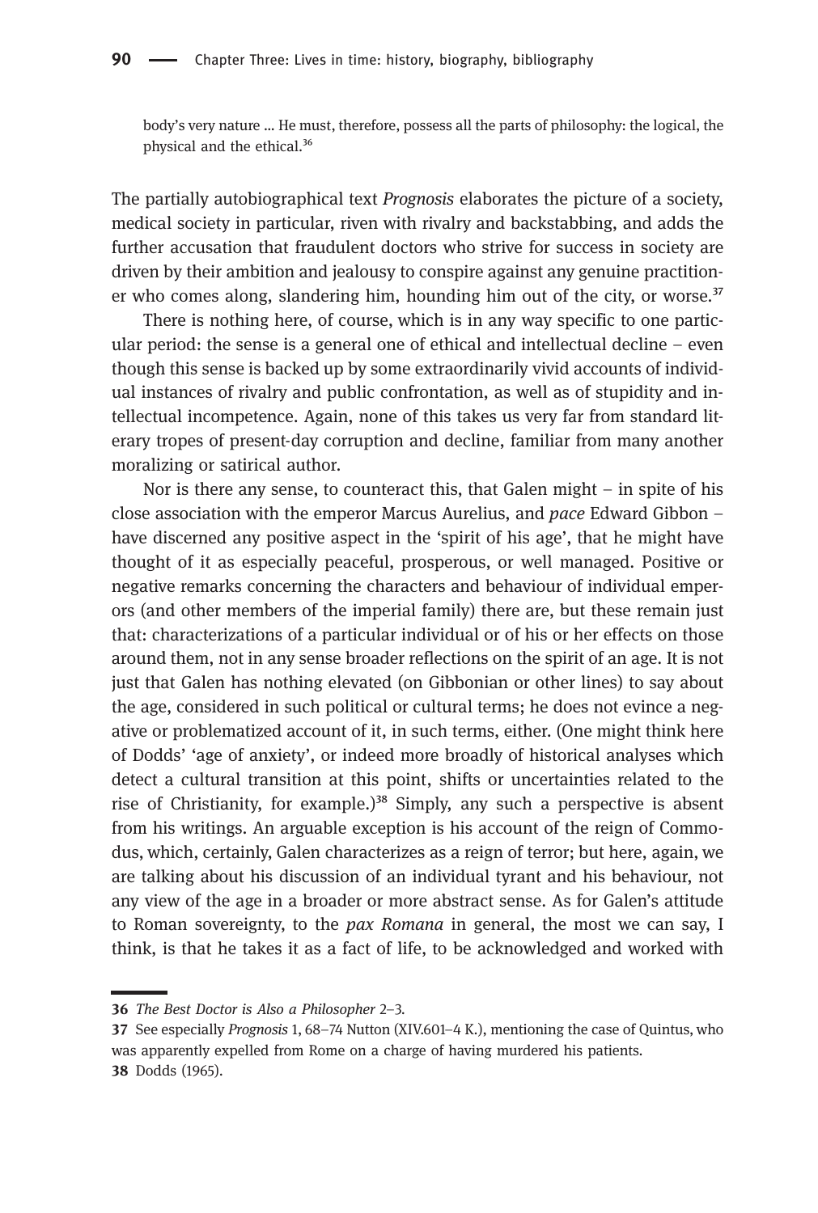body's very nature … He must, therefore, possess all the parts of philosophy: the logical, the physical and the ethical.[36]

The partially autobiographical text *Prognosis* elaborates the picture of a society, medical society in particular, riven with rivalry and backstabbing, and adds the further accusation that fraudulent doctors who strive for success in society are driven by their ambition and jealousy to conspire against any genuine practitioner who comes along, slandering him, hounding him out of the city, or worse.[37]

There is nothing here, of course, which is in any way specific to one particular period: the sense is a general one of ethical and intellectual decline – even though this sense is backed up by some extraordinarily vivid accounts of individual instances of rivalry and public confrontation, as well as of stupidity and intellectual incompetence. Again, none of this takes us very far from standard literary tropes of present-day corruption and decline, familiar from many another moralizing or satirical author.

Nor is there any sense, to counteract this, that Galen might – in spite of his close association with the emperor Marcus Aurelius, and *pace* Edward Gibbon – have discerned any positive aspect in the 'spirit of his age', that he might have thought of it as especially peaceful, prosperous, or well managed. Positive or negative remarks concerning the characters and behaviour of individual emperors (and other members of the imperial family) there are, but these remain just that: characterizations of a particular individual or of his or her effects on those around them, not in any sense broader reflections on the spirit of an age. It is not just that Galen has nothing elevated (on Gibbonian or other lines) to say about the age, considered in such political or cultural terms; he does not evince a negative or problematized account of it, in such terms, either. (One might think here of Dodds' 'age of anxiety', or indeed more broadly of historical analyses which detect a cultural transition at this point, shifts or uncertainties related to the rise of Christianity, for example.)[38] Simply, any such a perspective is absent from his writings. An arguable exception is his account of the reign of Commodus, which, certainly, Galen characterizes as a reign of terror; but here, again, we are talking about his discussion of an individual tyrant and his behaviour, not any view of the age in a broader or more abstract sense. As for Galen's attitude to Roman sovereignty, to the *pax Romana* in general, the most we can say, I think, is that he takes it as a fact of life, to be acknowledged and worked with

---

36 *The Best Doctor is Also a Philosopher* 2–3.

37 See especially *Prognosis* 1, 68–74 Nutton (XIV.601–4 K.), mentioning the case of Quintus, who was apparently expelled from Rome on a charge of having murdered his patients.

38 Dodds (1965).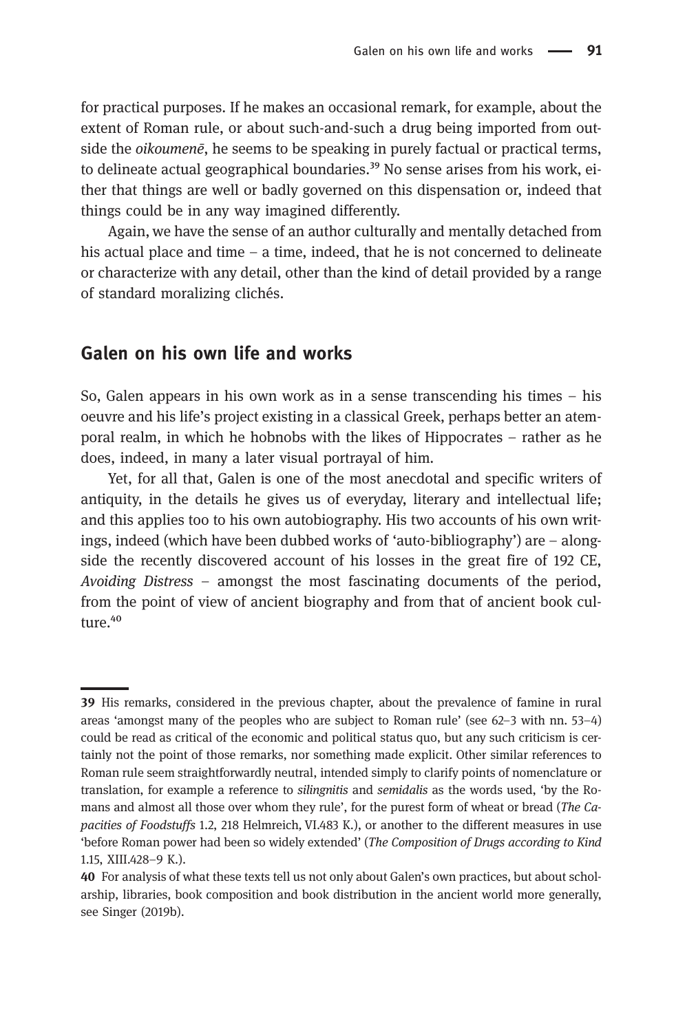for practical purposes. If he makes an occasional remark, for example, about the extent of Roman rule, or about such-and-such a drug being imported from outside the *oikoumenē*, he seems to be speaking in purely factual or practical terms, to delineate actual geographical boundaries.[39] No sense arises from his work, either that things are well or badly governed on this dispensation or, indeed that things could be in any way imagined differently.

Again, we have the sense of an author culturally and mentally detached from his actual place and time – a time, indeed, that he is not concerned to delineate or characterize with any detail, other than the kind of detail provided by a range of standard moralizing clichés.

## Galen on his own life and works

So, Galen appears in his own work as in a sense transcending his times – his oeuvre and his life's project existing in a classical Greek, perhaps better an atemporal realm, in which he hobnobs with the likes of Hippocrates – rather as he does, indeed, in many a later visual portrayal of him.

Yet, for all that, Galen is one of the most anecdotal and specific writers of antiquity, in the details he gives us of everyday, literary and intellectual life; and this applies too to his own autobiography. His two accounts of his own writings, indeed (which have been dubbed works of 'auto-bibliography') are – alongside the recently discovered account of his losses in the great fire of 192 CE, *Avoiding Distress* – amongst the most fascinating documents of the period, from the point of view of ancient biography and from that of ancient book culture.[40]

---

**39** His remarks, considered in the previous chapter, about the prevalence of famine in rural areas 'amongst many of the peoples who are subject to Roman rule' (see 62–3 with nn. 53–4) could be read as critical of the economic and political status quo, but any such criticism is certainly not the point of those remarks, nor something made explicit. Other similar references to Roman rule seem straightforwardly neutral, intended simply to clarify points of nomenclature or translation, for example a reference to *silingnitis* and *semidalis* as the words used, 'by the Romans and almost all those over whom they rule', for the purest form of wheat or bread (*The Capacities of Foodstuffs* 1.2, 218 Helmreich, VI.483 K.), or another to the different measures in use 'before Roman power had been so widely extended' (*The Composition of Drugs according to Kind* 1.15, XIII.428–9 K.).

**40** For analysis of what these texts tell us not only about Galen's own practices, but about scholarship, libraries, book composition and book distribution in the ancient world more generally, see Singer (2019b).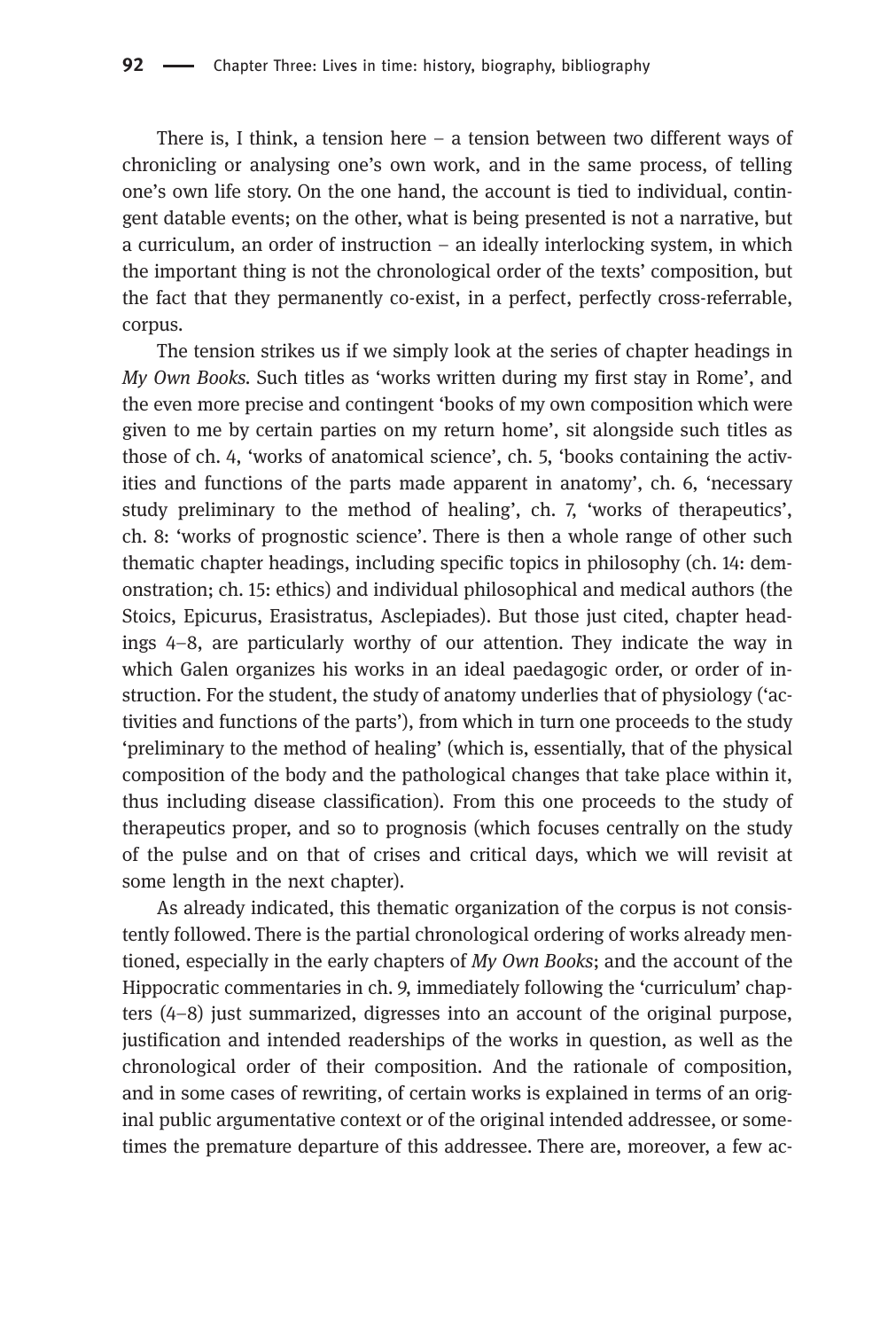There is, I think, a tension here – a tension between two different ways of chronicling or analysing one's own work, and in the same process, of telling one's own life story. On the one hand, the account is tied to individual, contingent datable events; on the other, what is being presented is not a narrative, but a curriculum, an order of instruction – an ideally interlocking system, in which the important thing is not the chronological order of the texts' composition, but the fact that they permanently co-exist, in a perfect, perfectly cross-referrable, corpus.

The tension strikes us if we simply look at the series of chapter headings in *My Own Books*. Such titles as 'works written during my first stay in Rome', and the even more precise and contingent 'books of my own composition which were given to me by certain parties on my return home', sit alongside such titles as those of ch. 4, 'works of anatomical science', ch. 5, 'books containing the activities and functions of the parts made apparent in anatomy', ch. 6, 'necessary study preliminary to the method of healing', ch. 7, 'works of therapeutics', ch. 8: 'works of prognostic science'. There is then a whole range of other such thematic chapter headings, including specific topics in philosophy (ch. 14: demonstration; ch. 15: ethics) and individual philosophical and medical authors (the Stoics, Epicurus, Erasistratus, Asclepiades). But those just cited, chapter headings 4–8, are particularly worthy of our attention. They indicate the way in which Galen organizes his works in an ideal paedagogic order, or order of instruction. For the student, the study of anatomy underlies that of physiology ('activities and functions of the parts'), from which in turn one proceeds to the study 'preliminary to the method of healing' (which is, essentially, that of the physical composition of the body and the pathological changes that take place within it, thus including disease classification). From this one proceeds to the study of therapeutics proper, and so to prognosis (which focuses centrally on the study of the pulse and on that of crises and critical days, which we will revisit at some length in the next chapter).

As already indicated, this thematic organization of the corpus is not consistently followed. There is the partial chronological ordering of works already mentioned, especially in the early chapters of *My Own Books*; and the account of the Hippocratic commentaries in ch. 9, immediately following the 'curriculum' chapters (4–8) just summarized, digresses into an account of the original purpose, justification and intended readerships of the works in question, as well as the chronological order of their composition. And the rationale of composition, and in some cases of rewriting, of certain works is explained in terms of an original public argumentative context or of the original intended addressee, or sometimes the premature departure of this addressee. There are, moreover, a few ac-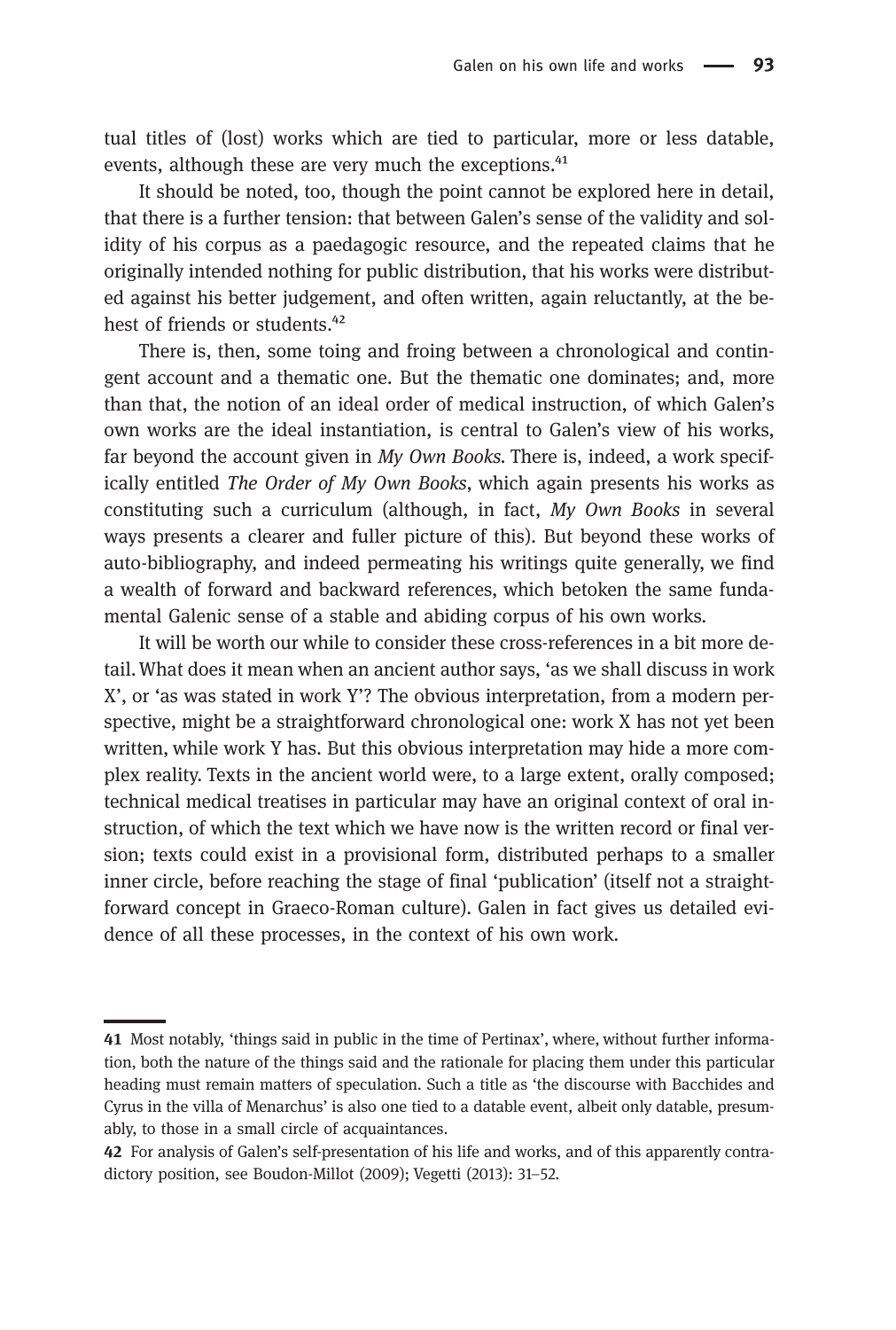tual titles of (lost) works which are tied to particular, more or less datable, events, although these are very much the exceptions.[41]

It should be noted, too, though the point cannot be explored here in detail, that there is a further tension: that between Galen's sense of the validity and solidity of his corpus as a paedagogic resource, and the repeated claims that he originally intended nothing for public distribution, that his works were distributed against his better judgement, and often written, again reluctantly, at the behest of friends or students.[42]

There is, then, some toing and froing between a chronological and contingent account and a thematic one. But the thematic one dominates; and, more than that, the notion of an ideal order of medical instruction, of which Galen's own works are the ideal instantiation, is central to Galen's view of his works, far beyond the account given in *My Own Books*. There is, indeed, a work specifically entitled *The Order of My Own Books*, which again presents his works as constituting such a curriculum (although, in fact, *My Own Books* in several ways presents a clearer and fuller picture of this). But beyond these works of auto-bibliography, and indeed permeating his writings quite generally, we find a wealth of forward and backward references, which betoken the same fundamental Galenic sense of a stable and abiding corpus of his own works.

It will be worth our while to consider these cross-references in a bit more detail. What does it mean when an ancient author says, 'as we shall discuss in work X', or 'as was stated in work Y'? The obvious interpretation, from a modern perspective, might be a straightforward chronological one: work X has not yet been written, while work Y has. But this obvious interpretation may hide a more complex reality. Texts in the ancient world were, to a large extent, orally composed; technical medical treatises in particular may have an original context of oral instruction, of which the text which we have now is the written record or final version; texts could exist in a provisional form, distributed perhaps to a smaller inner circle, before reaching the stage of final 'publication' (itself not a straightforward concept in Graeco-Roman culture). Galen in fact gives us detailed evidence of all these processes, in the context of his own work.

---

**41** Most notably, 'things said in public in the time of Pertinax', where, without further information, both the nature of the things said and the rationale for placing them under this particular heading must remain matters of speculation. Such a title as 'the discourse with Bacchides and Cyrus in the villa of Menarchus' is also one tied to a datable event, albeit only datable, presumably, to those in a small circle of acquaintances.

**42** For analysis of Galen's self-presentation of his life and works, and of this apparently contradictory position, see Boudon-Millot (2009); Vegetti (2013): 31–52.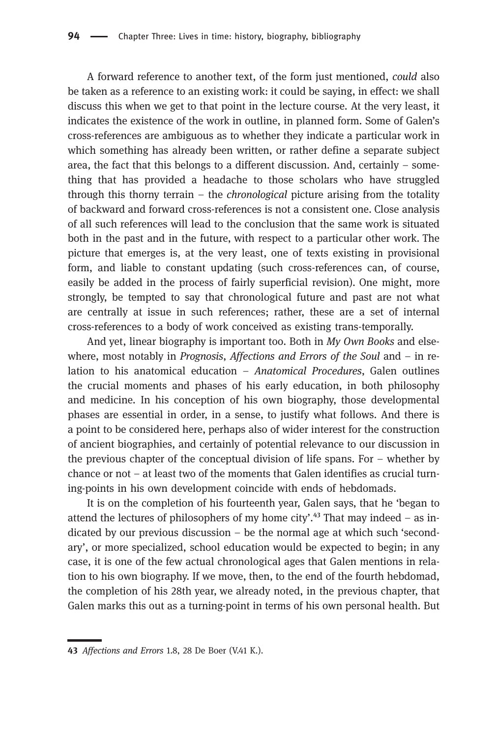A forward reference to another text, of the form just mentioned, *could* also be taken as a reference to an existing work: it could be saying, in effect: we shall discuss this when we get to that point in the lecture course. At the very least, it indicates the existence of the work in outline, in planned form. Some of Galen's cross-references are ambiguous as to whether they indicate a particular work in which something has already been written, or rather define a separate subject area, the fact that this belongs to a different discussion. And, certainly – something that has provided a headache to those scholars who have struggled through this thorny terrain – the *chronological* picture arising from the totality of backward and forward cross-references is not a consistent one. Close analysis of all such references will lead to the conclusion that the same work is situated both in the past and in the future, with respect to a particular other work. The picture that emerges is, at the very least, one of texts existing in provisional form, and liable to constant updating (such cross-references can, of course, easily be added in the process of fairly superficial revision). One might, more strongly, be tempted to say that chronological future and past are not what are centrally at issue in such references; rather, these are a set of internal cross-references to a body of work conceived as existing trans-temporally.

And yet, linear biography is important too. Both in *My Own Books* and elsewhere, most notably in *Prognosis*, *Affections and Errors of the Soul* and – in relation to his anatomical education – *Anatomical Procedures*, Galen outlines the crucial moments and phases of his early education, in both philosophy and medicine. In his conception of his own biography, those developmental phases are essential in order, in a sense, to justify what follows. And there is a point to be considered here, perhaps also of wider interest for the construction of ancient biographies, and certainly of potential relevance to our discussion in the previous chapter of the conceptual division of life spans. For – whether by chance or not – at least two of the moments that Galen identifies as crucial turning-points in his own development coincide with ends of hebdomads.

It is on the completion of his fourteenth year, Galen says, that he 'began to attend the lectures of philosophers of my home city'.[43] That may indeed – as indicated by our previous discussion – be the normal age at which such 'secondary', or more specialized, school education would be expected to begin; in any case, it is one of the few actual chronological ages that Galen mentions in relation to his own biography. If we move, then, to the end of the fourth hebdomad, the completion of his 28th year, we already noted, in the previous chapter, that Galen marks this out as a turning-point in terms of his own personal health. But

---

[43] *Affections and Errors* 1.8, 28 De Boer (V.41 K.).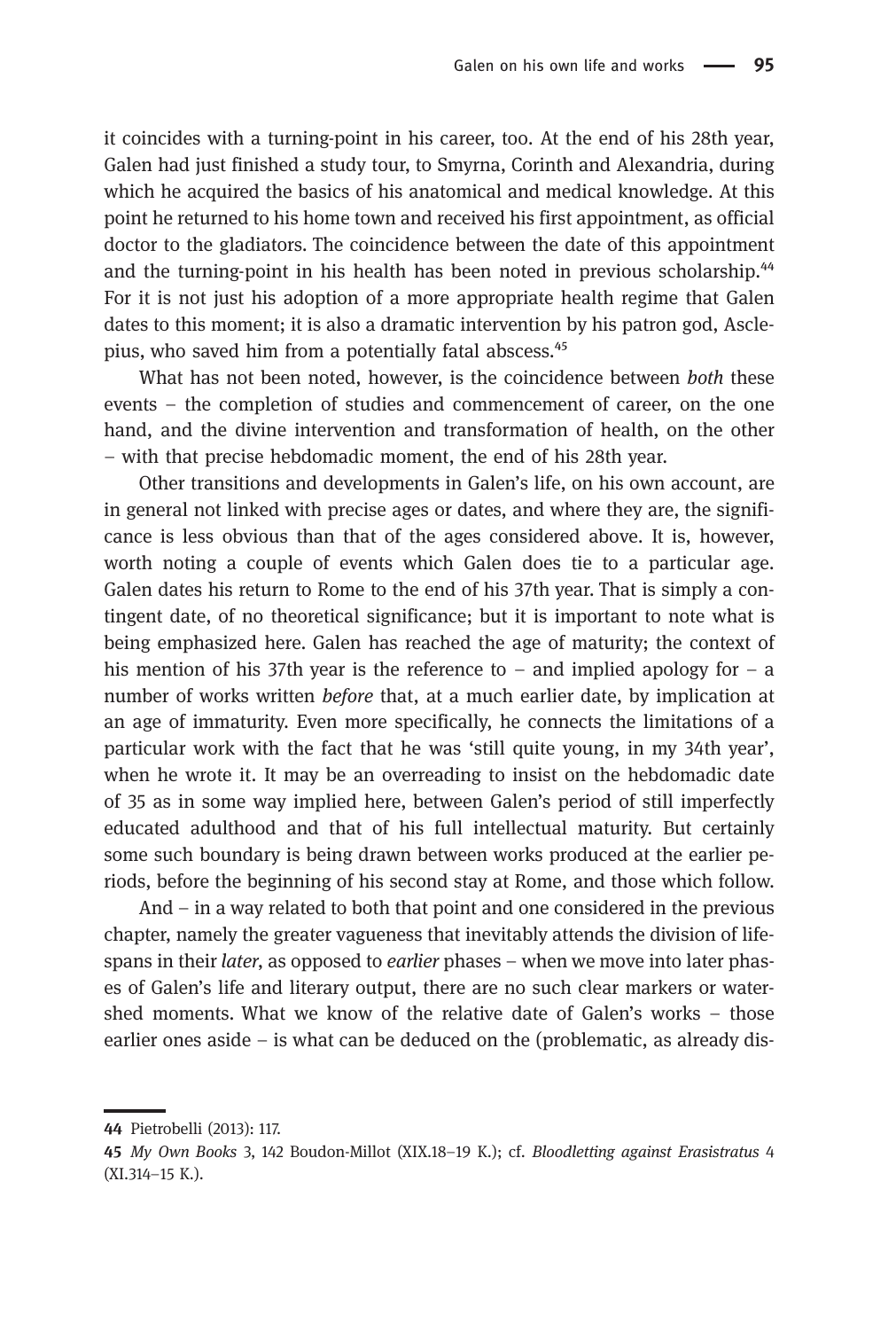it coincides with a turning-point in his career, too. At the end of his 28th year, Galen had just finished a study tour, to Smyrna, Corinth and Alexandria, during which he acquired the basics of his anatomical and medical knowledge. At this point he returned to his home town and received his first appointment, as official doctor to the gladiators. The coincidence between the date of this appointment and the turning-point in his health has been noted in previous scholarship.[44] For it is not just his adoption of a more appropriate health regime that Galen dates to this moment; it is also a dramatic intervention by his patron god, Asclepius, who saved him from a potentially fatal abscess.[45]

What has not been noted, however, is the coincidence between *both* these events – the completion of studies and commencement of career, on the one hand, and the divine intervention and transformation of health, on the other – with that precise hebdomadic moment, the end of his 28th year.

Other transitions and developments in Galen's life, on his own account, are in general not linked with precise ages or dates, and where they are, the significance is less obvious than that of the ages considered above. It is, however, worth noting a couple of events which Galen does tie to a particular age. Galen dates his return to Rome to the end of his 37th year. That is simply a contingent date, of no theoretical significance; but it is important to note what is being emphasized here. Galen has reached the age of maturity; the context of his mention of his 37th year is the reference to – and implied apology for – a number of works written *before* that, at a much earlier date, by implication at an age of immaturity. Even more specifically, he connects the limitations of a particular work with the fact that he was 'still quite young, in my 34th year', when he wrote it. It may be an overreading to insist on the hebdomadic date of 35 as in some way implied here, between Galen's period of still imperfectly educated adulthood and that of his full intellectual maturity. But certainly some such boundary is being drawn between works produced at the earlier periods, before the beginning of his second stay at Rome, and those which follow.

And – in a way related to both that point and one considered in the previous chapter, namely the greater vagueness that inevitably attends the division of lifespans in their *later*, as opposed to *earlier* phases – when we move into later phases of Galen's life and literary output, there are no such clear markers or watershed moments. What we know of the relative date of Galen's works – those earlier ones aside – is what can be deduced on the (problematic, as already dis-

---

44 Pietrobelli (2013): 117.

45 *My Own Books* 3, 142 Boudon-Millot (XIX.18–19 K.); cf. *Bloodletting against Erasistratus* 4 (XI.314–15 K.).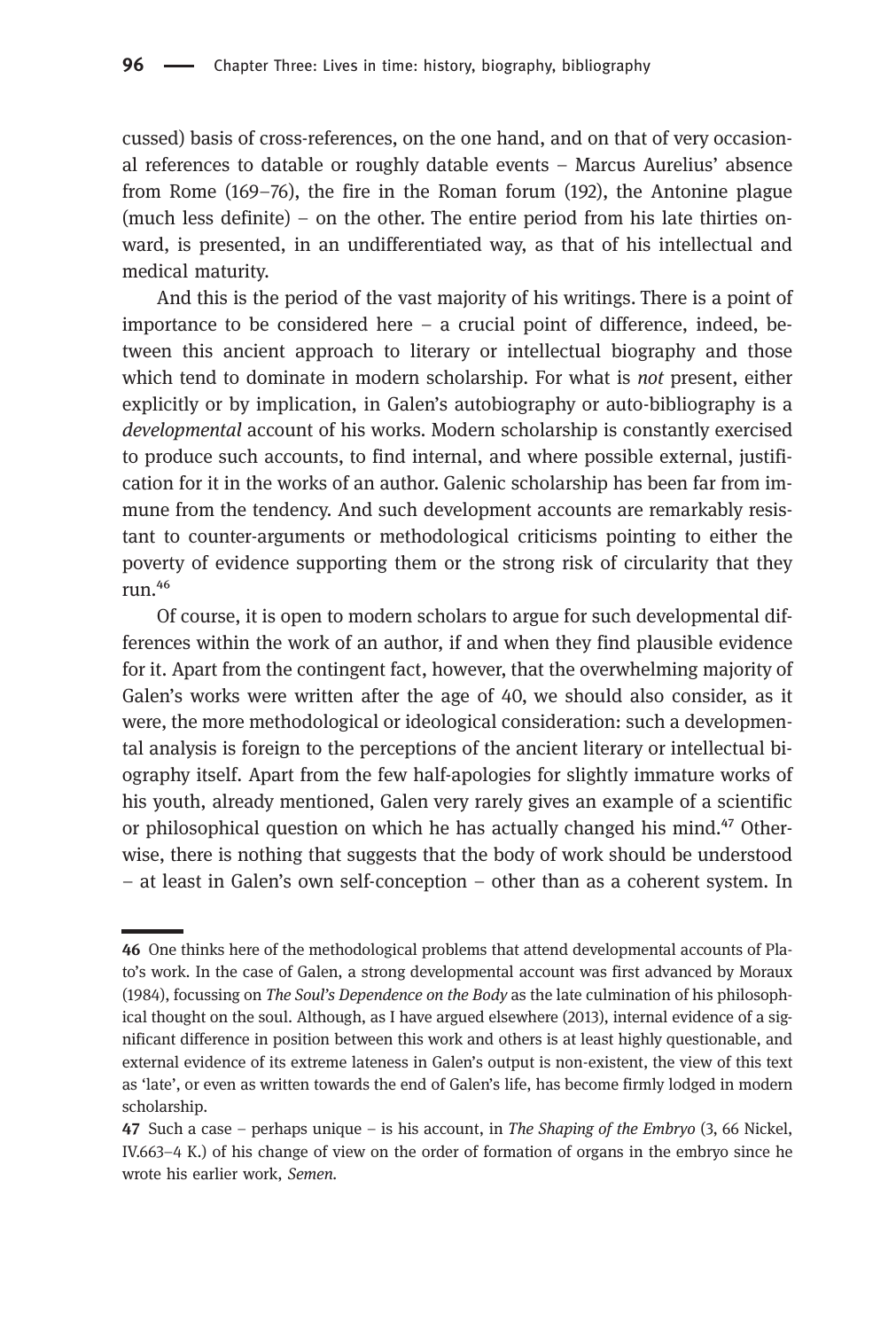cussed) basis of cross-references, on the one hand, and on that of very occasional references to datable or roughly datable events – Marcus Aurelius' absence from Rome (169–76), the fire in the Roman forum (192), the Antonine plague (much less definite) – on the other. The entire period from his late thirties onward, is presented, in an undifferentiated way, as that of his intellectual and medical maturity.

And this is the period of the vast majority of his writings. There is a point of importance to be considered here – a crucial point of difference, indeed, between this ancient approach to literary or intellectual biography and those which tend to dominate in modern scholarship. For what is *not* present, either explicitly or by implication, in Galen's autobiography or auto-bibliography is a *developmental* account of his works. Modern scholarship is constantly exercised to produce such accounts, to find internal, and where possible external, justification for it in the works of an author. Galenic scholarship has been far from immune from the tendency. And such development accounts are remarkably resistant to counter-arguments or methodological criticisms pointing to either the poverty of evidence supporting them or the strong risk of circularity that they run.[46]

Of course, it is open to modern scholars to argue for such developmental differences within the work of an author, if and when they find plausible evidence for it. Apart from the contingent fact, however, that the overwhelming majority of Galen's works were written after the age of 40, we should also consider, as it were, the more methodological or ideological consideration: such a developmental analysis is foreign to the perceptions of the ancient literary or intellectual biography itself. Apart from the few half-apologies for slightly immature works of his youth, already mentioned, Galen very rarely gives an example of a scientific or philosophical question on which he has actually changed his mind.[47] Otherwise, there is nothing that suggests that the body of work should be understood – at least in Galen's own self-conception – other than as a coherent system. In

---

**46** One thinks here of the methodological problems that attend developmental accounts of Plato's work. In the case of Galen, a strong developmental account was first advanced by Moraux (1984), focussing on *The Soul's Dependence on the Body* as the late culmination of his philosophical thought on the soul. Although, as I have argued elsewhere (2013), internal evidence of a significant difference in position between this work and others is at least highly questionable, and external evidence of its extreme lateness in Galen's output is non-existent, the view of this text as 'late', or even as written towards the end of Galen's life, has become firmly lodged in modern scholarship.

**47** Such a case – perhaps unique – is his account, in *The Shaping of the Embryo* (3, 66 Nickel, IV.663–4 K.) of his change of view on the order of formation of organs in the embryo since he wrote his earlier work, *Semen*.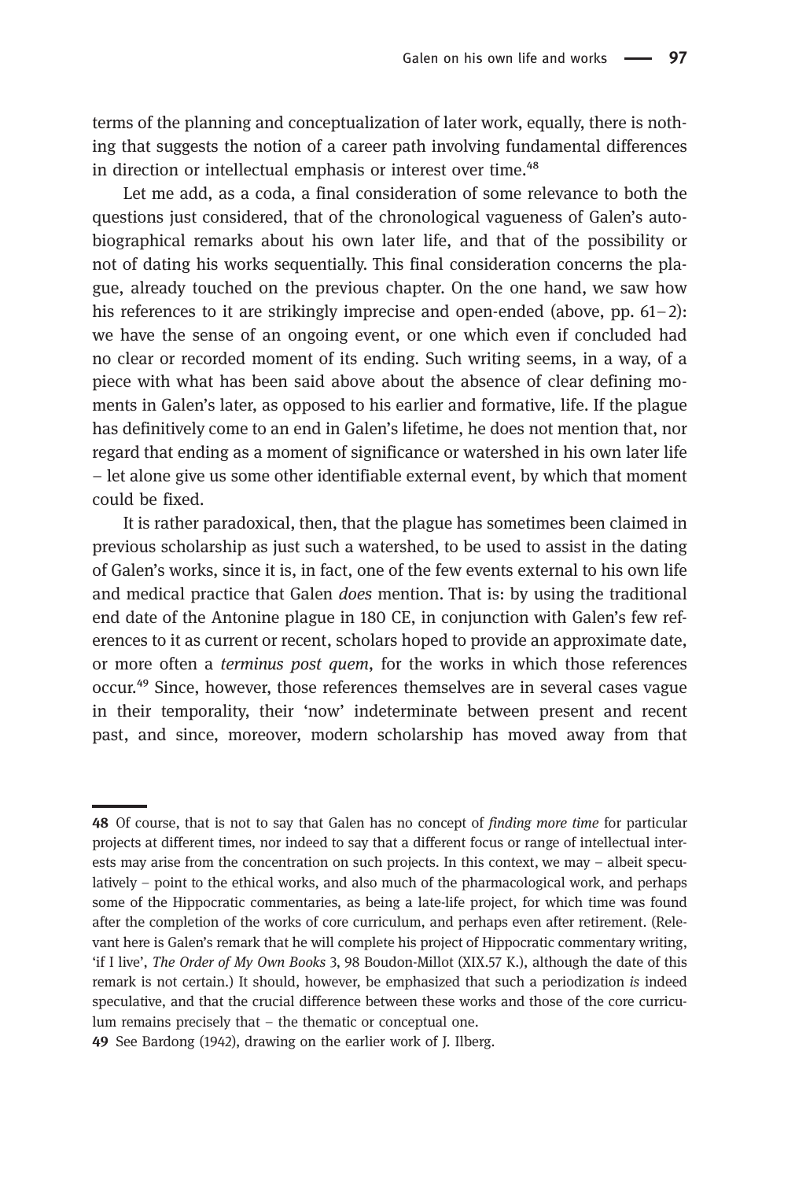terms of the planning and conceptualization of later work, equally, there is nothing that suggests the notion of a career path involving fundamental differences in direction or intellectual emphasis or interest over time.[48]

Let me add, as a coda, a final consideration of some relevance to both the questions just considered, that of the chronological vagueness of Galen's autobiographical remarks about his own later life, and that of the possibility or not of dating his works sequentially. This final consideration concerns the plague, already touched on the previous chapter. On the one hand, we saw how his references to it are strikingly imprecise and open-ended (above, pp. 61–2): we have the sense of an ongoing event, or one which even if concluded had no clear or recorded moment of its ending. Such writing seems, in a way, of a piece with what has been said above about the absence of clear defining moments in Galen's later, as opposed to his earlier and formative, life. If the plague has definitively come to an end in Galen's lifetime, he does not mention that, nor regard that ending as a moment of significance or watershed in his own later life – let alone give us some other identifiable external event, by which that moment could be fixed.

It is rather paradoxical, then, that the plague has sometimes been claimed in previous scholarship as just such a watershed, to be used to assist in the dating of Galen's works, since it is, in fact, one of the few events external to his own life and medical practice that Galen *does* mention. That is: by using the traditional end date of the Antonine plague in 180 CE, in conjunction with Galen's few references to it as current or recent, scholars hoped to provide an approximate date, or more often a *terminus post quem*, for the works in which those references occur.[49] Since, however, those references themselves are in several cases vague in their temporality, their 'now' indeterminate between present and recent past, and since, moreover, modern scholarship has moved away from that

---

**48** Of course, that is not to say that Galen has no concept of *finding more time* for particular projects at different times, nor indeed to say that a different focus or range of intellectual interests may arise from the concentration on such projects. In this context, we may – albeit speculatively – point to the ethical works, and also much of the pharmacological work, and perhaps some of the Hippocratic commentaries, as being a late-life project, for which time was found after the completion of the works of core curriculum, and perhaps even after retirement. (Relevant here is Galen's remark that he will complete his project of Hippocratic commentary writing, 'if I live', *The Order of My Own Books* 3, 98 Boudon-Millot (XIX.57 K.), although the date of this remark is not certain.) It should, however, be emphasized that such a periodization *is* indeed speculative, and that the crucial difference between these works and those of the core curriculum remains precisely that – the thematic or conceptual one.

**49** See Bardong (1942), drawing on the earlier work of J. Ilberg.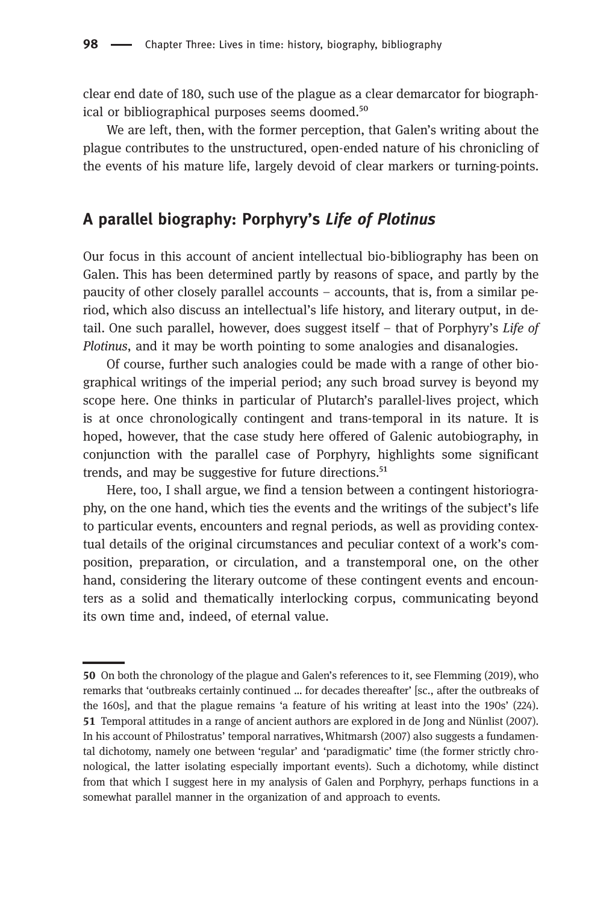clear end date of 180, such use of the plague as a clear demarcator for biographical or bibliographical purposes seems doomed.[50]

We are left, then, with the former perception, that Galen's writing about the plague contributes to the unstructured, open-ended nature of his chronicling of the events of his mature life, largely devoid of clear markers or turning-points.

## A parallel biography: Porphyry's *Life of Plotinus*

Our focus in this account of ancient intellectual bio-bibliography has been on Galen. This has been determined partly by reasons of space, and partly by the paucity of other closely parallel accounts – accounts, that is, from a similar period, which also discuss an intellectual's life history, and literary output, in detail. One such parallel, however, does suggest itself – that of Porphyry's *Life of Plotinus*, and it may be worth pointing to some analogies and disanalogies.

Of course, further such analogies could be made with a range of other biographical writings of the imperial period; any such broad survey is beyond my scope here. One thinks in particular of Plutarch's parallel-lives project, which is at once chronologically contingent and trans-temporal in its nature. It is hoped, however, that the case study here offered of Galenic autobiography, in conjunction with the parallel case of Porphyry, highlights some significant trends, and may be suggestive for future directions.[51]

Here, too, I shall argue, we find a tension between a contingent historiography, on the one hand, which ties the events and the writings of the subject's life to particular events, encounters and regnal periods, as well as providing contextual details of the original circumstances and peculiar context of a work's composition, preparation, or circulation, and a transtemporal one, on the other hand, considering the literary outcome of these contingent events and encounters as a solid and thematically interlocking corpus, communicating beyond its own time and, indeed, of eternal value.

---

**50** On both the chronology of the plague and Galen's references to it, see Flemming (2019), who remarks that 'outbreaks certainly continued ... for decades thereafter' [sc., after the outbreaks of the 160s], and that the plague remains 'a feature of his writing at least into the 190s' (224).

**51** Temporal attitudes in a range of ancient authors are explored in de Jong and Nünlist (2007). In his account of Philostratus' temporal narratives, Whitmarsh (2007) also suggests a fundamental dichotomy, namely one between 'regular' and 'paradigmatic' time (the former strictly chronological, the latter isolating especially important events). Such a dichotomy, while distinct from that which I suggest here in my analysis of Galen and Porphyry, perhaps functions in a somewhat parallel manner in the organization of and approach to events.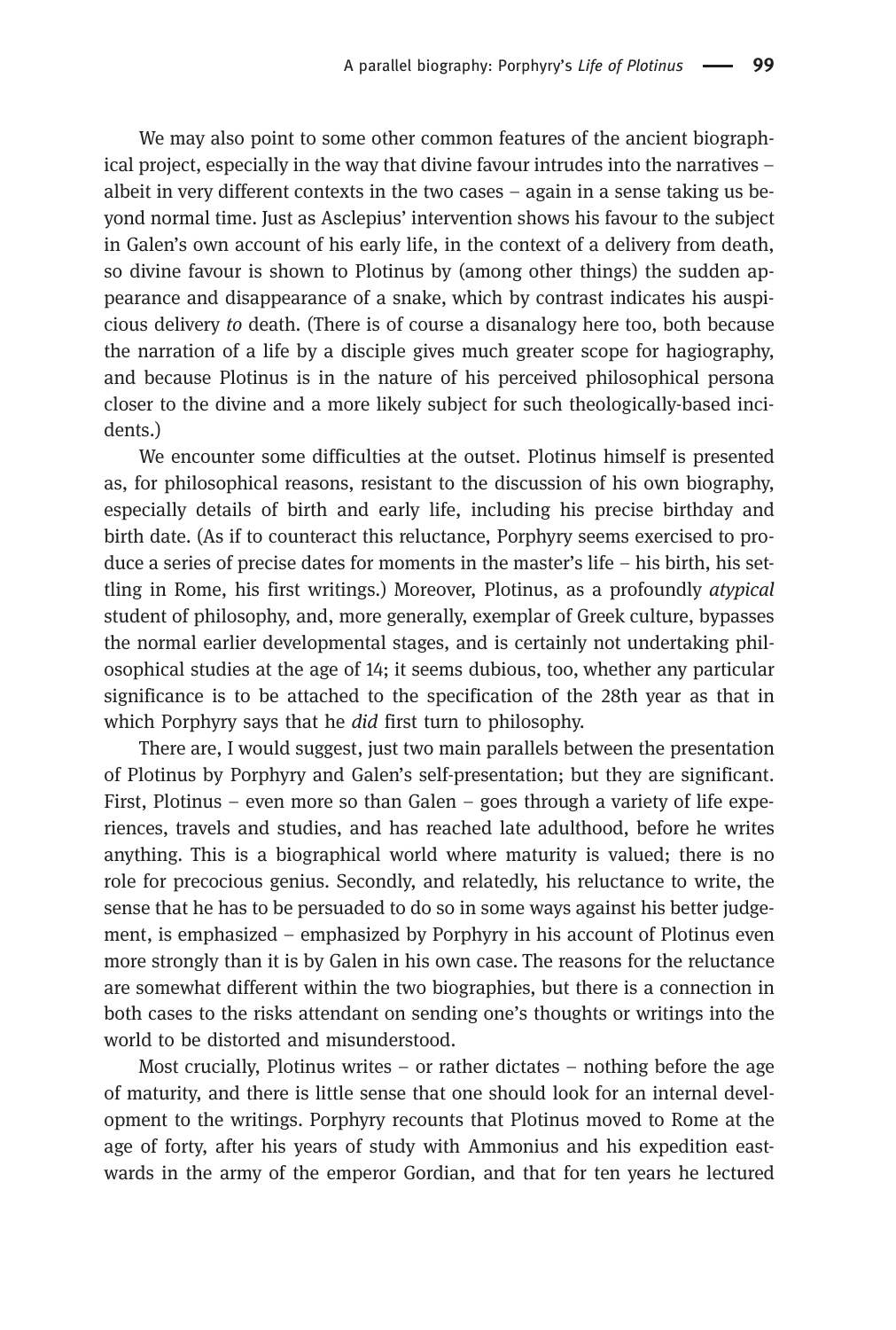We may also point to some other common features of the ancient biographical project, especially in the way that divine favour intrudes into the narratives – albeit in very different contexts in the two cases – again in a sense taking us beyond normal time. Just as Asclepius' intervention shows his favour to the subject in Galen's own account of his early life, in the context of a delivery from death, so divine favour is shown to Plotinus by (among other things) the sudden appearance and disappearance of a snake, which by contrast indicates his auspicious delivery *to* death. (There is of course a disanalogy here too, both because the narration of a life by a disciple gives much greater scope for hagiography, and because Plotinus is in the nature of his perceived philosophical persona closer to the divine and a more likely subject for such theologically-based incidents.)

We encounter some difficulties at the outset. Plotinus himself is presented as, for philosophical reasons, resistant to the discussion of his own biography, especially details of birth and early life, including his precise birthday and birth date. (As if to counteract this reluctance, Porphyry seems exercised to produce a series of precise dates for moments in the master's life – his birth, his settling in Rome, his first writings.) Moreover, Plotinus, as a profoundly *atypical* student of philosophy, and, more generally, exemplar of Greek culture, bypasses the normal earlier developmental stages, and is certainly not undertaking philosophical studies at the age of 14; it seems dubious, too, whether any particular significance is to be attached to the specification of the 28th year as that in which Porphyry says that he *did* first turn to philosophy.

There are, I would suggest, just two main parallels between the presentation of Plotinus by Porphyry and Galen's self-presentation; but they are significant. First, Plotinus – even more so than Galen – goes through a variety of life experiences, travels and studies, and has reached late adulthood, before he writes anything. This is a biographical world where maturity is valued; there is no role for precocious genius. Secondly, and relatedly, his reluctance to write, the sense that he has to be persuaded to do so in some ways against his better judgement, is emphasized – emphasized by Porphyry in his account of Plotinus even more strongly than it is by Galen in his own case. The reasons for the reluctance are somewhat different within the two biographies, but there is a connection in both cases to the risks attendant on sending one's thoughts or writings into the world to be distorted and misunderstood.

Most crucially, Plotinus writes – or rather dictates – nothing before the age of maturity, and there is little sense that one should look for an internal development to the writings. Porphyry recounts that Plotinus moved to Rome at the age of forty, after his years of study with Ammonius and his expedition eastwards in the army of the emperor Gordian, and that for ten years he lectured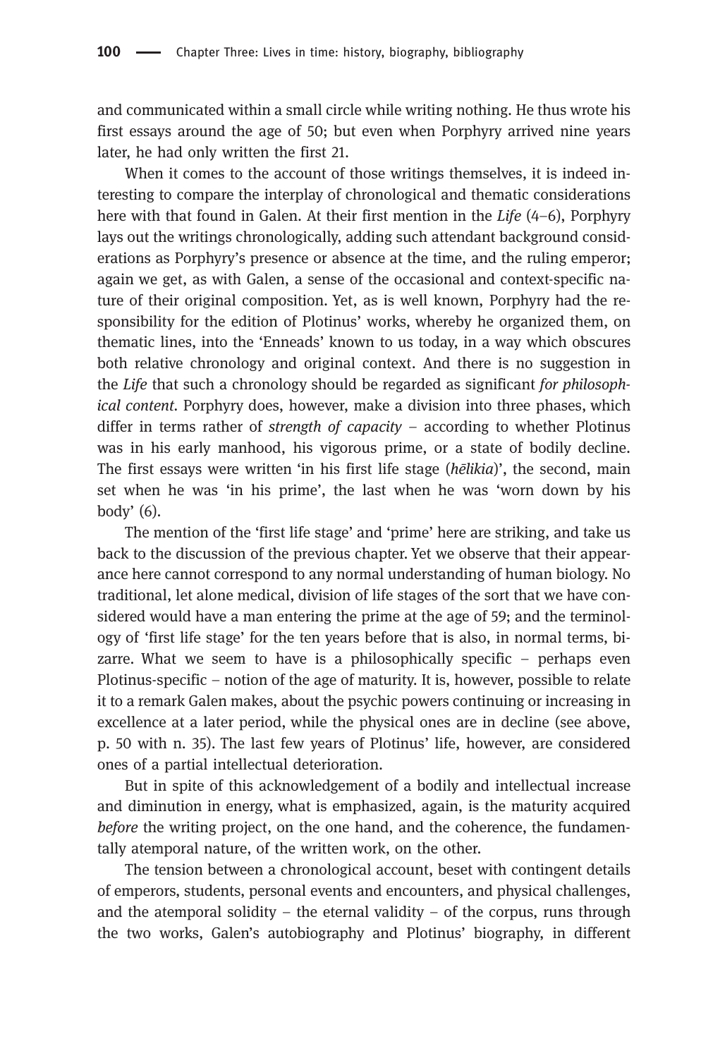and communicated within a small circle while writing nothing. He thus wrote his first essays around the age of 50; but even when Porphyry arrived nine years later, he had only written the first 21.

When it comes to the account of those writings themselves, it is indeed interesting to compare the interplay of chronological and thematic considerations here with that found in Galen. At their first mention in the *Life* (4–6), Porphyry lays out the writings chronologically, adding such attendant background considerations as Porphyry's presence or absence at the time, and the ruling emperor; again we get, as with Galen, a sense of the occasional and context-specific nature of their original composition. Yet, as is well known, Porphyry had the responsibility for the edition of Plotinus' works, whereby he organized them, on thematic lines, into the 'Enneads' known to us today, in a way which obscures both relative chronology and original context. And there is no suggestion in the *Life* that such a chronology should be regarded as significant *for philosophical content*. Porphyry does, however, make a division into three phases, which differ in terms rather of *strength of capacity* – according to whether Plotinus was in his early manhood, his vigorous prime, or a state of bodily decline. The first essays were written 'in his first life stage (*hēlikia*)', the second, main set when he was 'in his prime', the last when he was 'worn down by his body' (6).

The mention of the 'first life stage' and 'prime' here are striking, and take us back to the discussion of the previous chapter. Yet we observe that their appearance here cannot correspond to any normal understanding of human biology. No traditional, let alone medical, division of life stages of the sort that we have considered would have a man entering the prime at the age of 59; and the terminology of 'first life stage' for the ten years before that is also, in normal terms, bizarre. What we seem to have is a philosophically specific – perhaps even Plotinus-specific – notion of the age of maturity. It is, however, possible to relate it to a remark Galen makes, about the psychic powers continuing or increasing in excellence at a later period, while the physical ones are in decline (see above, p. 50 with n. 35). The last few years of Plotinus' life, however, are considered ones of a partial intellectual deterioration.

But in spite of this acknowledgement of a bodily and intellectual increase and diminution in energy, what is emphasized, again, is the maturity acquired *before* the writing project, on the one hand, and the coherence, the fundamentally atemporal nature, of the written work, on the other.

The tension between a chronological account, beset with contingent details of emperors, students, personal events and encounters, and physical challenges, and the atemporal solidity – the eternal validity – of the corpus, runs through the two works, Galen's autobiography and Plotinus' biography, in different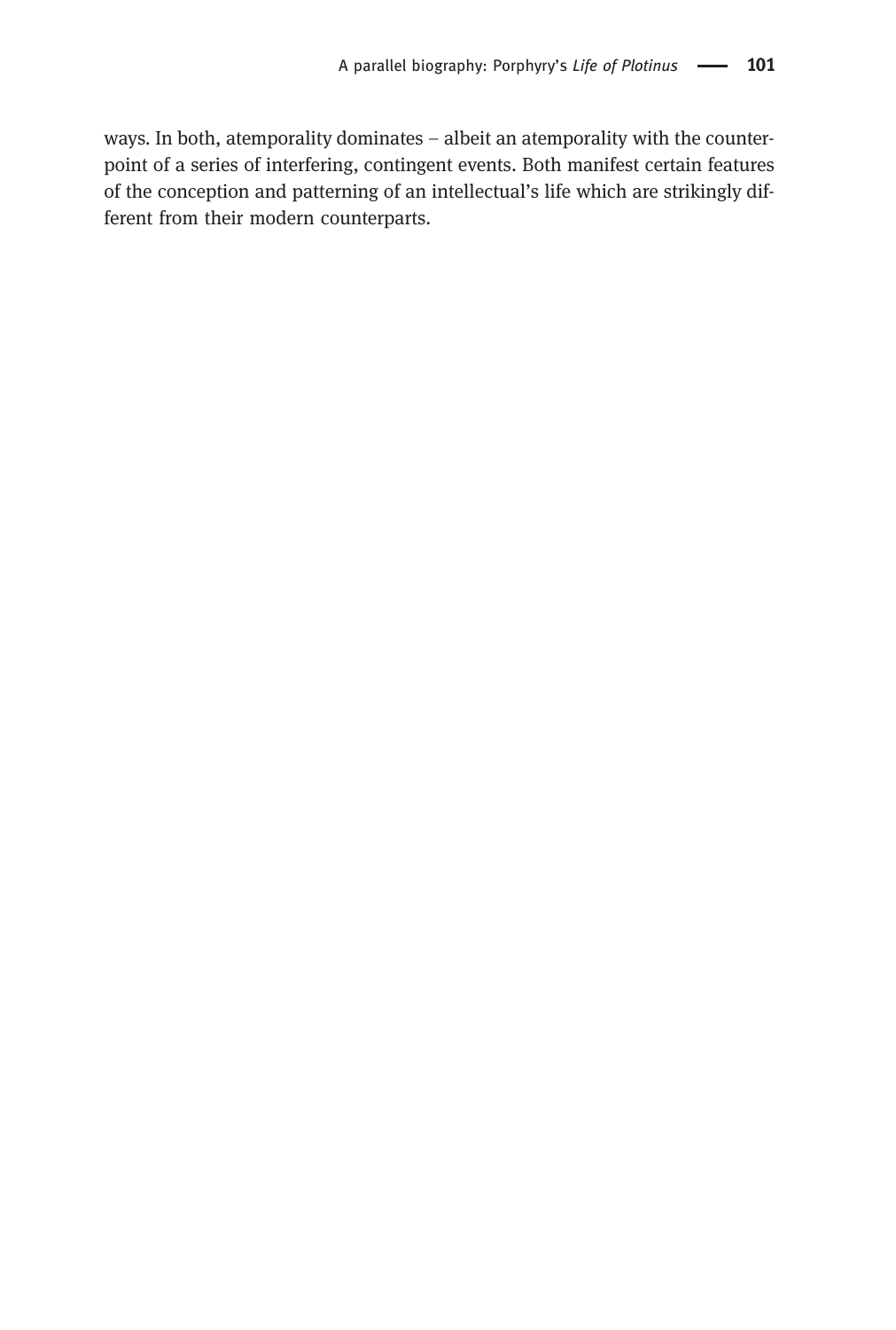ways. In both, atemporality dominates – albeit an atemporality with the counterpoint of a series of interfering, contingent events. Both manifest certain features of the conception and patterning of an intellectual's life which are strikingly different from their modern counterparts.